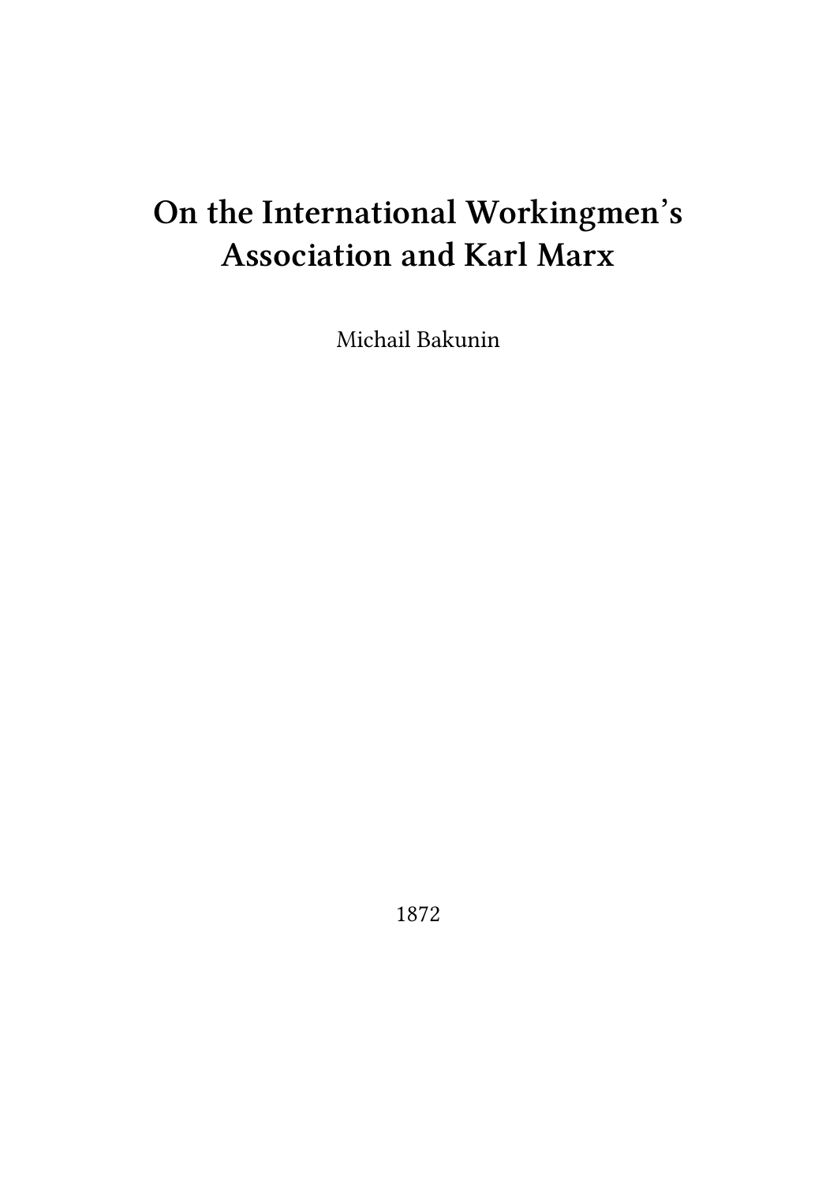# On the International Workingmen's Association and Karl Marx

Michail Bakunin

1872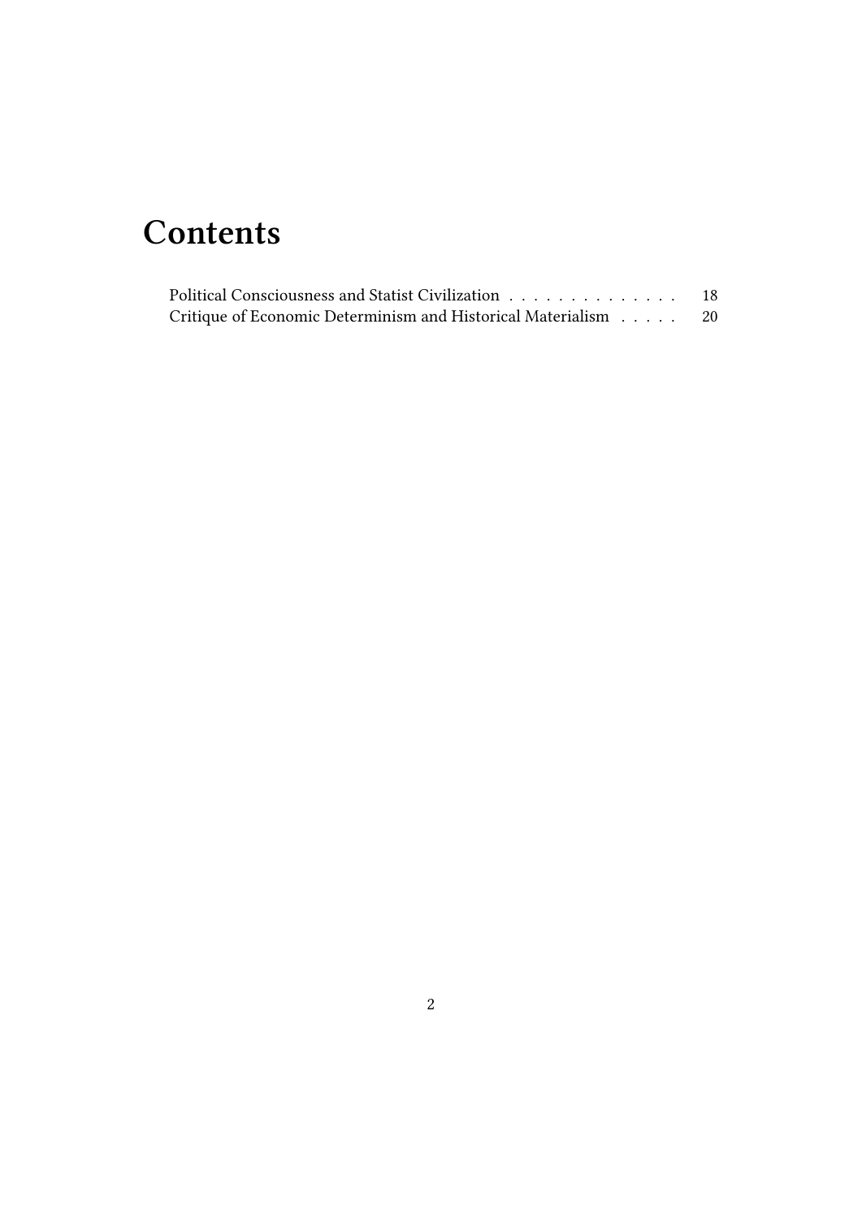# Contents

Political Consciousness and Statist Civilization . . . . . . . . . . . . . . 18
Critique of Economic Determinism and Historical Materialism . . . . . 20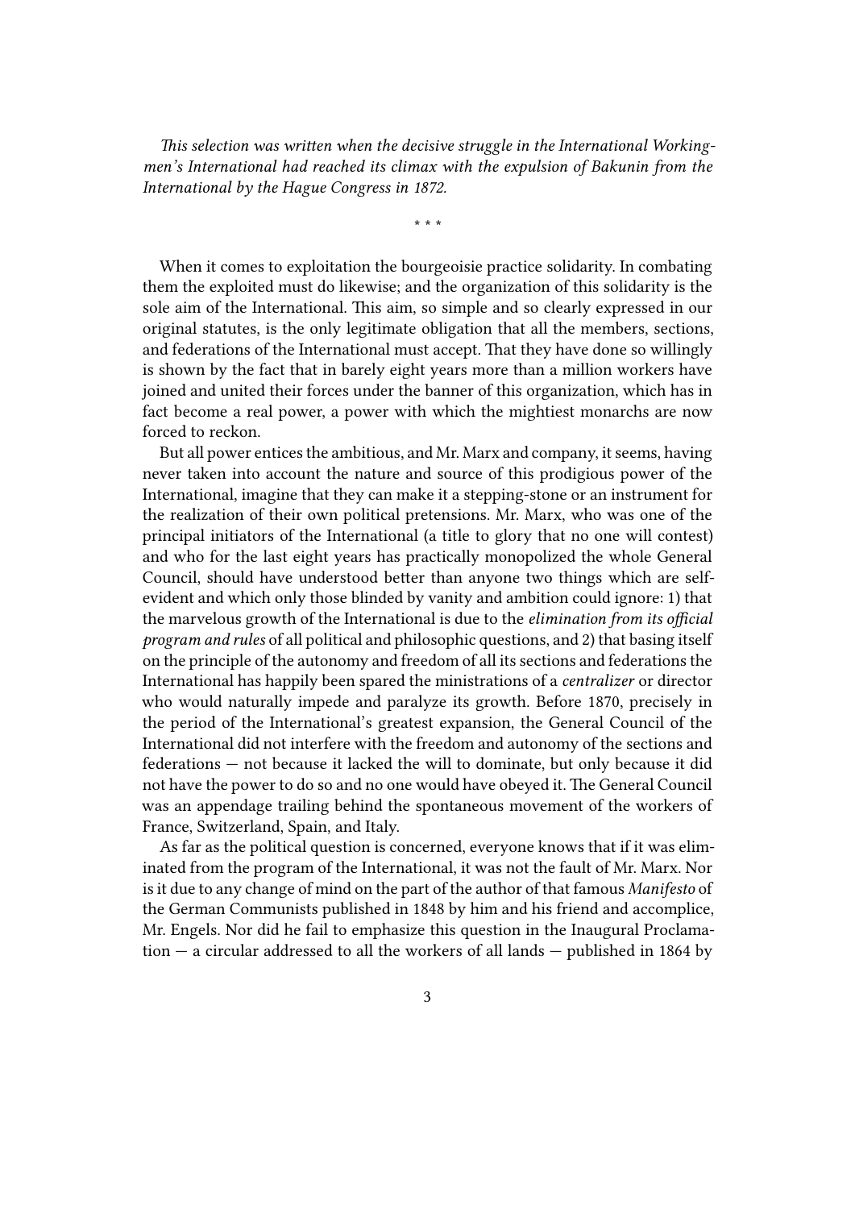*This selection was written when the decisive struggle in the International Workingmen's International had reached its climax with the expulsion of Bakunin from the International by the Hague Congress in 1872.*

\* \* \*

When it comes to exploitation the bourgeoisie practice solidarity. In combating them the exploited must do likewise; and the organization of this solidarity is the sole aim of the International. This aim, so simple and so clearly expressed in our original statutes, is the only legitimate obligation that all the members, sections, and federations of the International must accept. That they have done so willingly is shown by the fact that in barely eight years more than a million workers have joined and united their forces under the banner of this organization, which has in fact become a real power, a power with which the mightiest monarchs are now forced to reckon.

But all power entices the ambitious, and Mr. Marx and company, it seems, having never taken into account the nature and source of this prodigious power of the International, imagine that they can make it a stepping-stone or an instrument for the realization of their own political pretensions. Mr. Marx, who was one of the principal initiators of the International (a title to glory that no one will contest) and who for the last eight years has practically monopolized the whole General Council, should have understood better than anyone two things which are self-evident and which only those blinded by vanity and ambition could ignore: 1) that the marvelous growth of the International is due to the *elimination from its official program and rules* of all political and philosophic questions, and 2) that basing itself on the principle of the autonomy and freedom of all its sections and federations the International has happily been spared the ministrations of a *centralizer* or director who would naturally impede and paralyze its growth. Before 1870, precisely in the period of the International's greatest expansion, the General Council of the International did not interfere with the freedom and autonomy of the sections and federations — not because it lacked the will to dominate, but only because it did not have the power to do so and no one would have obeyed it. The General Council was an appendage trailing behind the spontaneous movement of the workers of France, Switzerland, Spain, and Italy.

As far as the political question is concerned, everyone knows that if it was eliminated from the program of the International, it was not the fault of Mr. Marx. Nor is it due to any change of mind on the part of the author of that famous *Manifesto* of the German Communists published in 1848 by him and his friend and accomplice, Mr. Engels. Nor did he fail to emphasize this question in the Inaugural Proclamation — a circular addressed to all the workers of all lands — published in 1864 by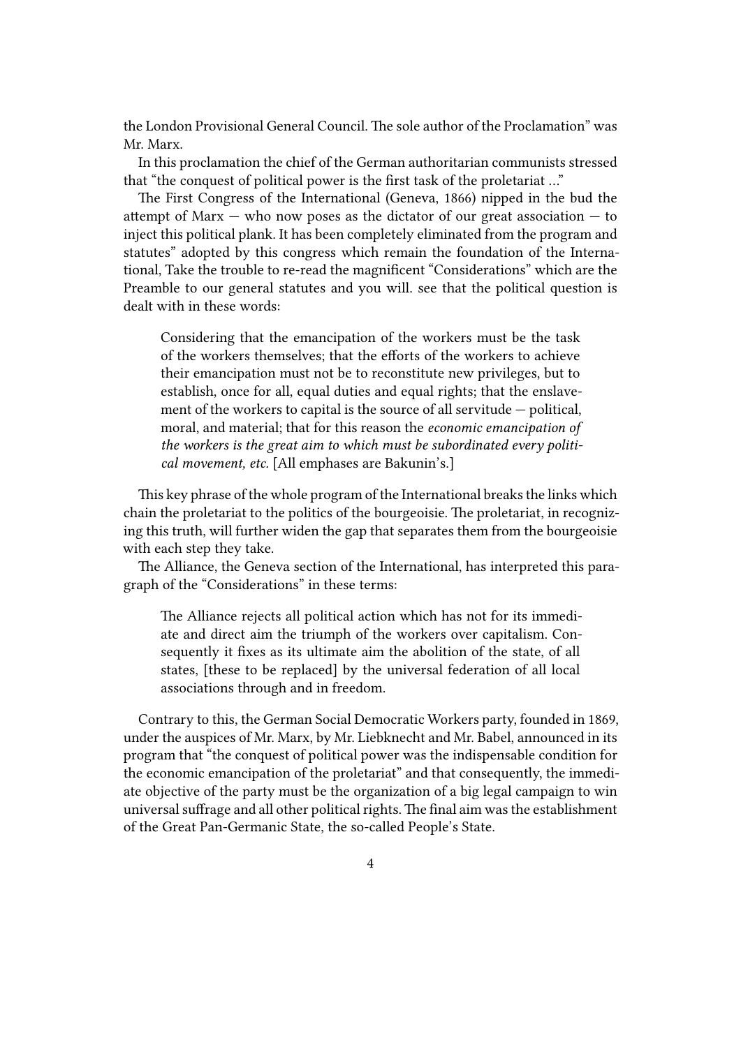the London Provisional General Council. The sole author of the Proclamation" was Mr. Marx.

In this proclamation the chief of the German authoritarian communists stressed that "the conquest of political power is the first task of the proletariat …"

The First Congress of the International (Geneva, 1866) nipped in the bud the attempt of Marx — who now poses as the dictator of our great association — to inject this political plank. It has been completely eliminated from the program and statutes" adopted by this congress which remain the foundation of the International, Take the trouble to re-read the magnificent "Considerations" which are the Preamble to our general statutes and you will. see that the political question is dealt with in these words:

> Considering that the emancipation of the workers must be the task of the workers themselves; that the efforts of the workers to achieve their emancipation must not be to reconstitute new privileges, but to establish, once for all, equal duties and equal rights; that the enslavement of the workers to capital is the source of all servitude — political, moral, and material; that for this reason the *economic emancipation of the workers is the great aim to which must be subordinated every political movement, etc.* [All emphases are Bakunin's.]

This key phrase of the whole program of the International breaks the links which chain the proletariat to the politics of the bourgeoisie. The proletariat, in recognizing this truth, will further widen the gap that separates them from the bourgeoisie with each step they take.

The Alliance, the Geneva section of the International, has interpreted this paragraph of the "Considerations" in these terms:

> The Alliance rejects all political action which has not for its immediate and direct aim the triumph of the workers over capitalism. Consequently it fixes as its ultimate aim the abolition of the state, of all states, [these to be replaced] by the universal federation of all local associations through and in freedom.

Contrary to this, the German Social Democratic Workers party, founded in 1869, under the auspices of Mr. Marx, by Mr. Liebknecht and Mr. Babel, announced in its program that "the conquest of political power was the indispensable condition for the economic emancipation of the proletariat" and that consequently, the immediate objective of the party must be the organization of a big legal campaign to win universal suffrage and all other political rights. The final aim was the establishment of the Great Pan-Germanic State, the so-called People's State.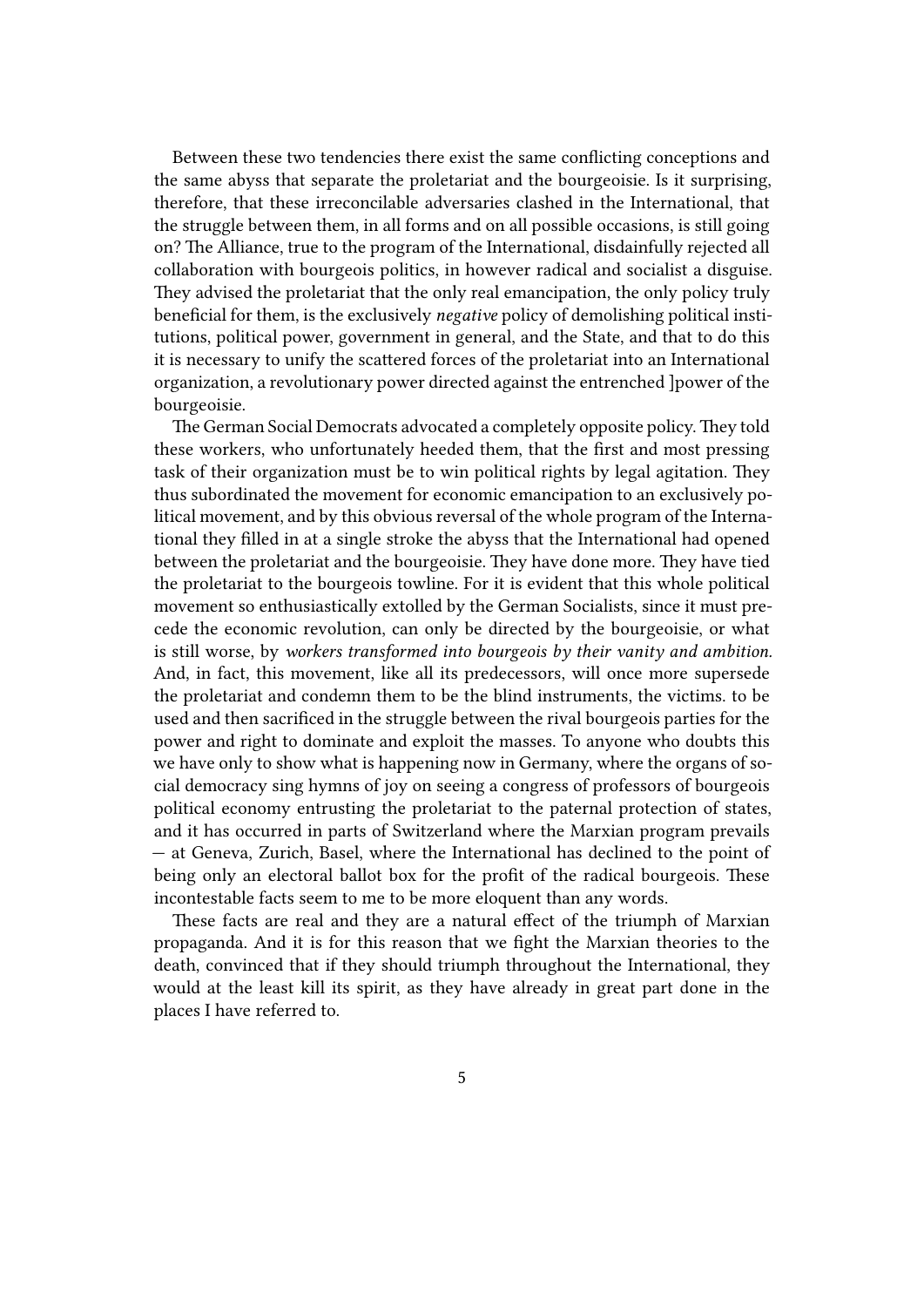Between these two tendencies there exist the same conflicting conceptions and the same abyss that separate the proletariat and the bourgeoisie. Is it surprising, therefore, that these irreconcilable adversaries clashed in the International, that the struggle between them, in all forms and on all possible occasions, is still going on? The Alliance, true to the program of the International, disdainfully rejected all collaboration with bourgeois politics, in however radical and socialist a disguise. They advised the proletariat that the only real emancipation, the only policy truly beneficial for them, is the exclusively *negative* policy of demolishing political institutions, political power, government in general, and the State, and that to do this it is necessary to unify the scattered forces of the proletariat into an International organization, a revolutionary power directed against the entrenched ]power of the bourgeoisie.

The German Social Democrats advocated a completely opposite policy. They told these workers, who unfortunately heeded them, that the first and most pressing task of their organization must be to win political rights by legal agitation. They thus subordinated the movement for economic emancipation to an exclusively political movement, and by this obvious reversal of the whole program of the International they filled in at a single stroke the abyss that the International had opened between the proletariat and the bourgeoisie. They have done more. They have tied the proletariat to the bourgeois towline. For it is evident that this whole political movement so enthusiastically extolled by the German Socialists, since it must precede the economic revolution, can only be directed by the bourgeoisie, or what is still worse, by *workers transformed into bourgeois by their vanity and ambition.* And, in fact, this movement, like all its predecessors, will once more supersede the proletariat and condemn them to be the blind instruments, the victims. to be used and then sacrificed in the struggle between the rival bourgeois parties for the power and right to dominate and exploit the masses. To anyone who doubts this we have only to show what is happening now in Germany, where the organs of social democracy sing hymns of joy on seeing a congress of professors of bourgeois political economy entrusting the proletariat to the paternal protection of states, and it has occurred in parts of Switzerland where the Marxian program prevails — at Geneva, Zurich, Basel, where the International has declined to the point of being only an electoral ballot box for the profit of the radical bourgeois. These incontestable facts seem to me to be more eloquent than any words.

These facts are real and they are a natural effect of the triumph of Marxian propaganda. And it is for this reason that we fight the Marxian theories to the death, convinced that if they should triumph throughout the International, they would at the least kill its spirit, as they have already in great part done in the places I have referred to.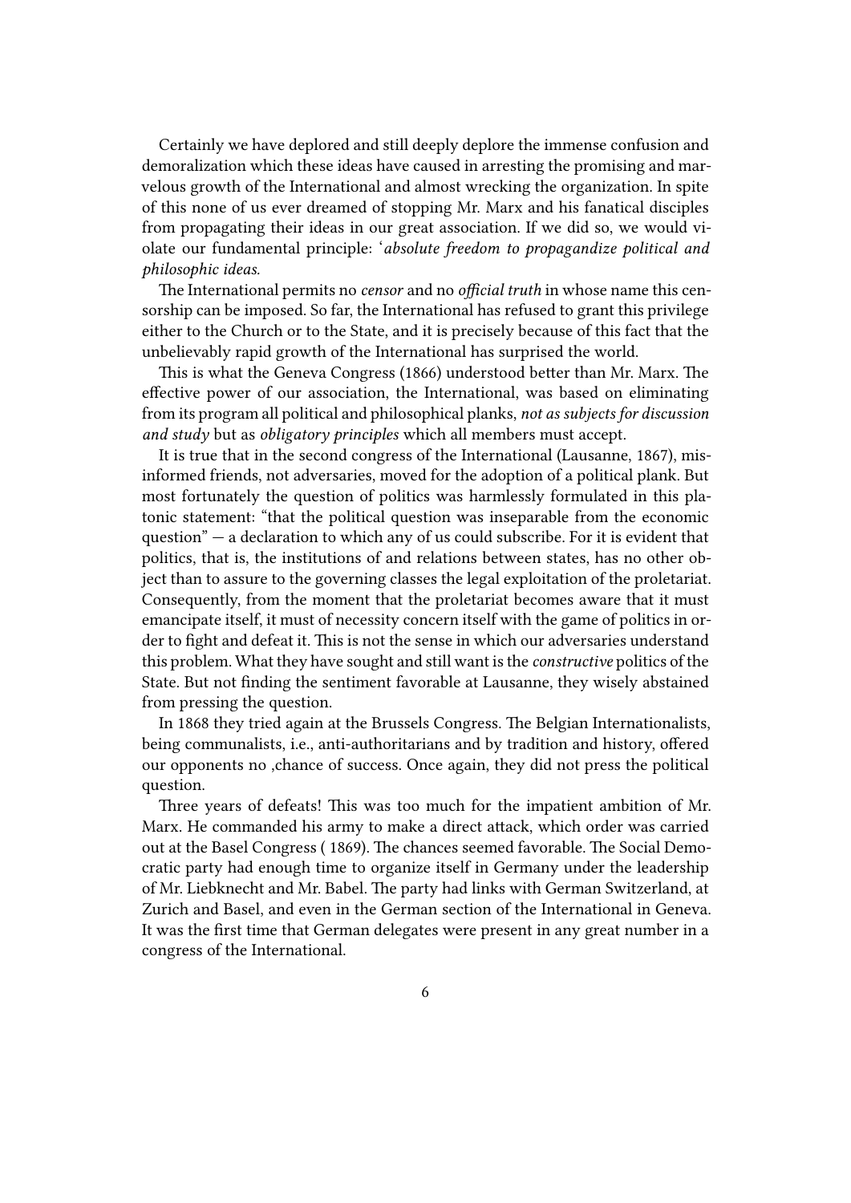Certainly we have deplored and still deeply deplore the immense confusion and demoralization which these ideas have caused in arresting the promising and marvelous growth of the International and almost wrecking the organization. In spite of this none of us ever dreamed of stopping Mr. Marx and his fanatical disciples from propagating their ideas in our great association. If we did so, we would violate our fundamental principle: '*absolute freedom to propagandize political and philosophic ideas.*

The International permits no *censor* and no *official truth* in whose name this censorship can be imposed. So far, the International has refused to grant this privilege either to the Church or to the State, and it is precisely because of this fact that the unbelievably rapid growth of the International has surprised the world.

This is what the Geneva Congress (1866) understood better than Mr. Marx. The effective power of our association, the International, was based on eliminating from its program all political and philosophical planks, *not as subjects for discussion and study* but as *obligatory principles* which all members must accept.

It is true that in the second congress of the International (Lausanne, 1867), misinformed friends, not adversaries, moved for the adoption of a political plank. But most fortunately the question of politics was harmlessly formulated in this platonic statement: "that the political question was inseparable from the economic question" — a declaration to which any of us could subscribe. For it is evident that politics, that is, the institutions of and relations between states, has no other object than to assure to the governing classes the legal exploitation of the proletariat. Consequently, from the moment that the proletariat becomes aware that it must emancipate itself, it must of necessity concern itself with the game of politics in order to fight and defeat it. This is not the sense in which our adversaries understand this problem. What they have sought and still want is the *constructive* politics of the State. But not finding the sentiment favorable at Lausanne, they wisely abstained from pressing the question.

In 1868 they tried again at the Brussels Congress. The Belgian Internationalists, being communalists, i.e., anti-authoritarians and by tradition and history, offered our opponents no ,chance of success. Once again, they did not press the political question.

Three years of defeats! This was too much for the impatient ambition of Mr. Marx. He commanded his army to make a direct attack, which order was carried out at the Basel Congress ( 1869). The chances seemed favorable. The Social Democratic party had enough time to organize itself in Germany under the leadership of Mr. Liebknecht and Mr. Babel. The party had links with German Switzerland, at Zurich and Basel, and even in the German section of the International in Geneva. It was the first time that German delegates were present in any great number in a congress of the International.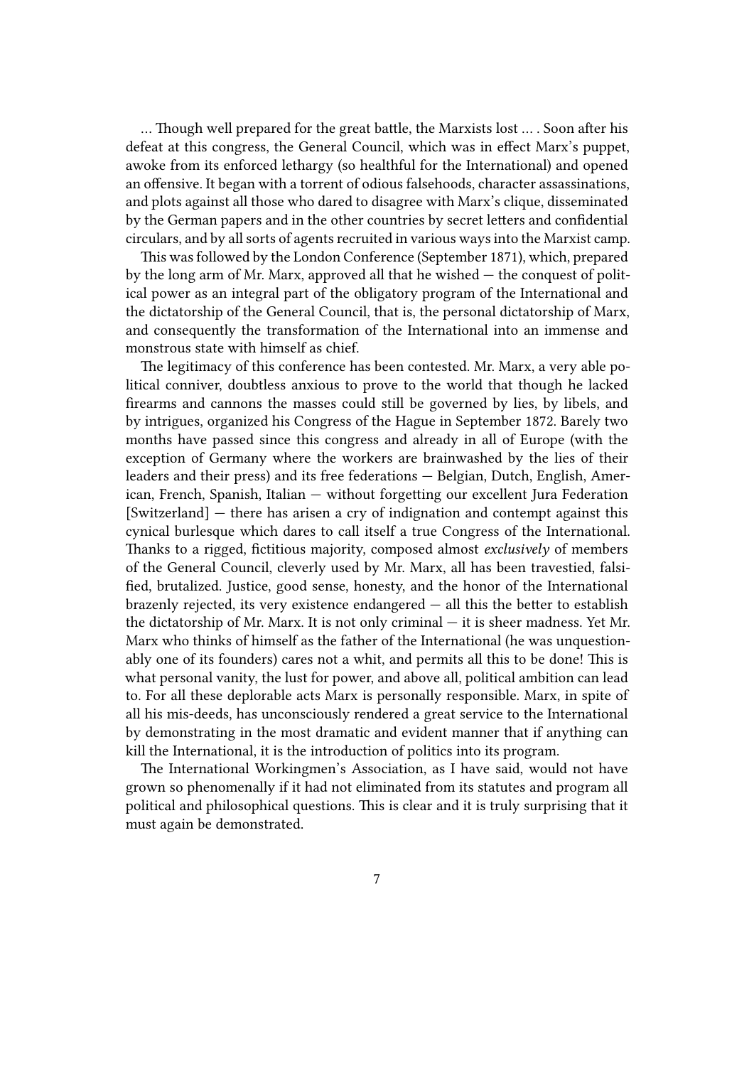… Though well prepared for the great battle, the Marxists lost … . Soon after his defeat at this congress, the General Council, which was in effect Marx's puppet, awoke from its enforced lethargy (so healthful for the International) and opened an offensive. It began with a torrent of odious falsehoods, character assassinations, and plots against all those who dared to disagree with Marx's clique, disseminated by the German papers and in the other countries by secret letters and confidential circulars, and by all sorts of agents recruited in various ways into the Marxist camp.

This was followed by the London Conference (September 1871), which, prepared by the long arm of Mr. Marx, approved all that he wished — the conquest of political power as an integral part of the obligatory program of the International and the dictatorship of the General Council, that is, the personal dictatorship of Marx, and consequently the transformation of the International into an immense and monstrous state with himself as chief.

The legitimacy of this conference has been contested. Mr. Marx, a very able political conniver, doubtless anxious to prove to the world that though he lacked firearms and cannons the masses could still be governed by lies, by libels, and by intrigues, organized his Congress of the Hague in September 1872. Barely two months have passed since this congress and already in all of Europe (with the exception of Germany where the workers are brainwashed by the lies of their leaders and their press) and its free federations — Belgian, Dutch, English, American, French, Spanish, Italian — without forgetting our excellent Jura Federation [Switzerland] — there has arisen a cry of indignation and contempt against this cynical burlesque which dares to call itself a true Congress of the International. Thanks to a rigged, fictitious majority, composed almost *exclusively* of members of the General Council, cleverly used by Mr. Marx, all has been travestied, falsified, brutalized. Justice, good sense, honesty, and the honor of the International brazenly rejected, its very existence endangered — all this the better to establish the dictatorship of Mr. Marx. It is not only criminal — it is sheer madness. Yet Mr. Marx who thinks of himself as the father of the International (he was unquestionably one of its founders) cares not a whit, and permits all this to be done! This is what personal vanity, the lust for power, and above all, political ambition can lead to. For all these deplorable acts Marx is personally responsible. Marx, in spite of all his mis-deeds, has unconsciously rendered a great service to the International by demonstrating in the most dramatic and evident manner that if anything can kill the International, it is the introduction of politics into its program.

The International Workingmen's Association, as I have said, would not have grown so phenomenally if it had not eliminated from its statutes and program all political and philosophical questions. This is clear and it is truly surprising that it must again be demonstrated.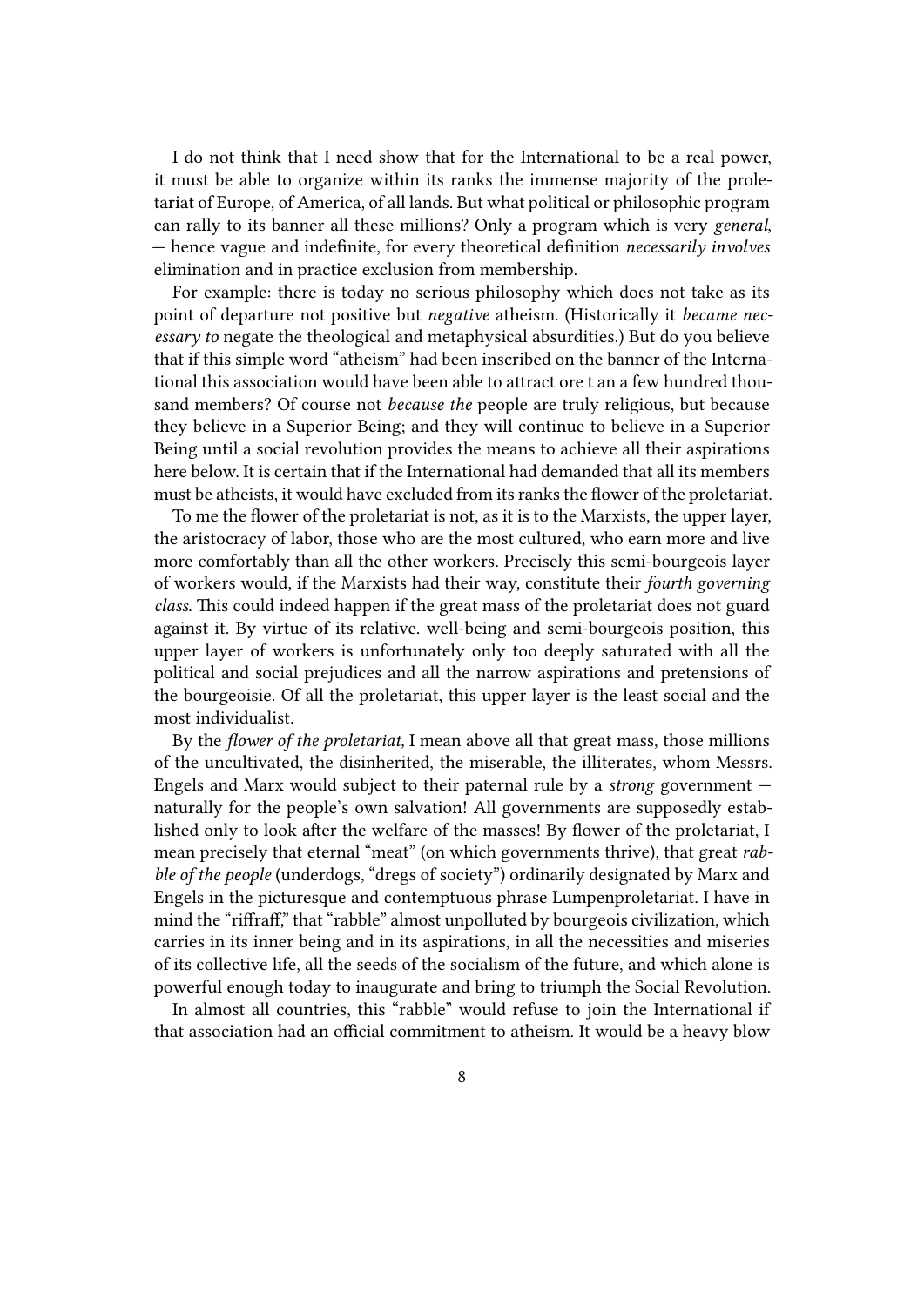I do not think that I need show that for the International to be a real power, it must be able to organize within its ranks the immense majority of the proletariat of Europe, of America, of all lands. But what political or philosophic program can rally to its banner all these millions? Only a program which is very *general*, — hence vague and indefinite, for every theoretical definition *necessarily involves* elimination and in practice exclusion from membership.

For example: there is today no serious philosophy which does not take as its point of departure not positive but *negative* atheism. (Historically it *became necessary to* negate the theological and metaphysical absurdities.) But do you believe that if this simple word "atheism" had been inscribed on the banner of the International this association would have been able to attract ore t an a few hundred thousand members? Of course not *because the* people are truly religious, but because they believe in a Superior Being; and they will continue to believe in a Superior Being until a social revolution provides the means to achieve all their aspirations here below. It is certain that if the International had demanded that all its members must be atheists, it would have excluded from its ranks the flower of the proletariat.

To me the flower of the proletariat is not, as it is to the Marxists, the upper layer, the aristocracy of labor, those who are the most cultured, who earn more and live more comfortably than all the other workers. Precisely this semi-bourgeois layer of workers would, if the Marxists had their way, constitute their *fourth governing class.* This could indeed happen if the great mass of the proletariat does not guard against it. By virtue of its relative. well-being and semi-bourgeois position, this upper layer of workers is unfortunately only too deeply saturated with all the political and social prejudices and all the narrow aspirations and pretensions of the bourgeoisie. Of all the proletariat, this upper layer is the least social and the most individualist.

By the *flower of the proletariat,* I mean above all that great mass, those millions of the uncultivated, the disinherited, the miserable, the illiterates, whom Messrs. Engels and Marx would subject to their paternal rule by a *strong* government — naturally for the people's own salvation! All governments are supposedly established only to look after the welfare of the masses! By flower of the proletariat, I mean precisely that eternal "meat" (on which governments thrive), that great *rabble of the people* (underdogs, "dregs of society") ordinarily designated by Marx and Engels in the picturesque and contemptuous phrase Lumpenproletariat. I have in mind the "riffraff," that "rabble" almost unpolluted by bourgeois civilization, which carries in its inner being and in its aspirations, in all the necessities and miseries of its collective life, all the seeds of the socialism of the future, and which alone is powerful enough today to inaugurate and bring to triumph the Social Revolution.

In almost all countries, this "rabble" would refuse to join the International if that association had an official commitment to atheism. It would be a heavy blow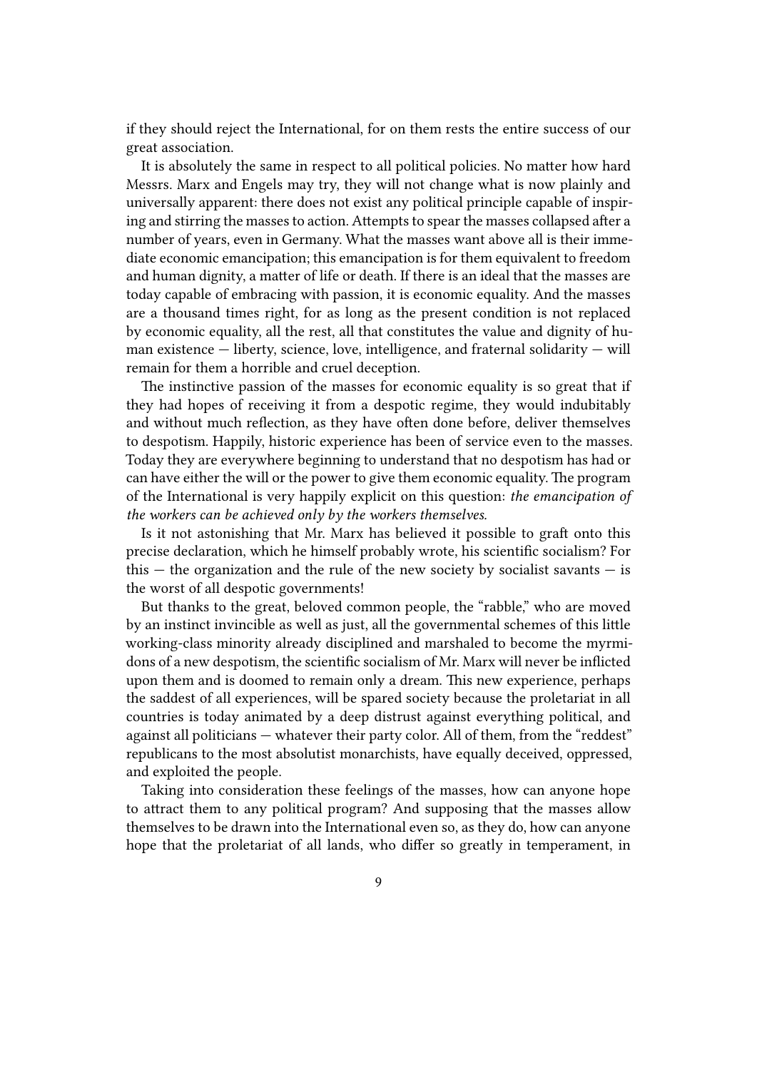if they should reject the International, for on them rests the entire success of our great association.

It is absolutely the same in respect to all political policies. No matter how hard Messrs. Marx and Engels may try, they will not change what is now plainly and universally apparent: there does not exist any political principle capable of inspiring and stirring the masses to action. Attempts to spear the masses collapsed after a number of years, even in Germany. What the masses want above all is their immediate economic emancipation; this emancipation is for them equivalent to freedom and human dignity, a matter of life or death. If there is an ideal that the masses are today capable of embracing with passion, it is economic equality. And the masses are a thousand times right, for as long as the present condition is not replaced by economic equality, all the rest, all that constitutes the value and dignity of human existence — liberty, science, love, intelligence, and fraternal solidarity — will remain for them a horrible and cruel deception.

The instinctive passion of the masses for economic equality is so great that if they had hopes of receiving it from a despotic regime, they would indubitably and without much reflection, as they have often done before, deliver themselves to despotism. Happily, historic experience has been of service even to the masses. Today they are everywhere beginning to understand that no despotism has had or can have either the will or the power to give them economic equality. The program of the International is very happily explicit on this question: *the emancipation of the workers can be achieved only by the workers themselves.*

Is it not astonishing that Mr. Marx has believed it possible to graft onto this precise declaration, which he himself probably wrote, his scientific socialism? For this — the organization and the rule of the new society by socialist savants — is the worst of all despotic governments!

But thanks to the great, beloved common people, the "rabble," who are moved by an instinct invincible as well as just, all the governmental schemes of this little working-class minority already disciplined and marshaled to become the myrmidons of a new despotism, the scientific socialism of Mr. Marx will never be inflicted upon them and is doomed to remain only a dream. This new experience, perhaps the saddest of all experiences, will be spared society because the proletariat in all countries is today animated by a deep distrust against everything political, and against all politicians — whatever their party color. All of them, from the "reddest" republicans to the most absolutist monarchists, have equally deceived, oppressed, and exploited the people.

Taking into consideration these feelings of the masses, how can anyone hope to attract them to any political program? And supposing that the masses allow themselves to be drawn into the International even so, as they do, how can anyone hope that the proletariat of all lands, who differ so greatly in temperament, in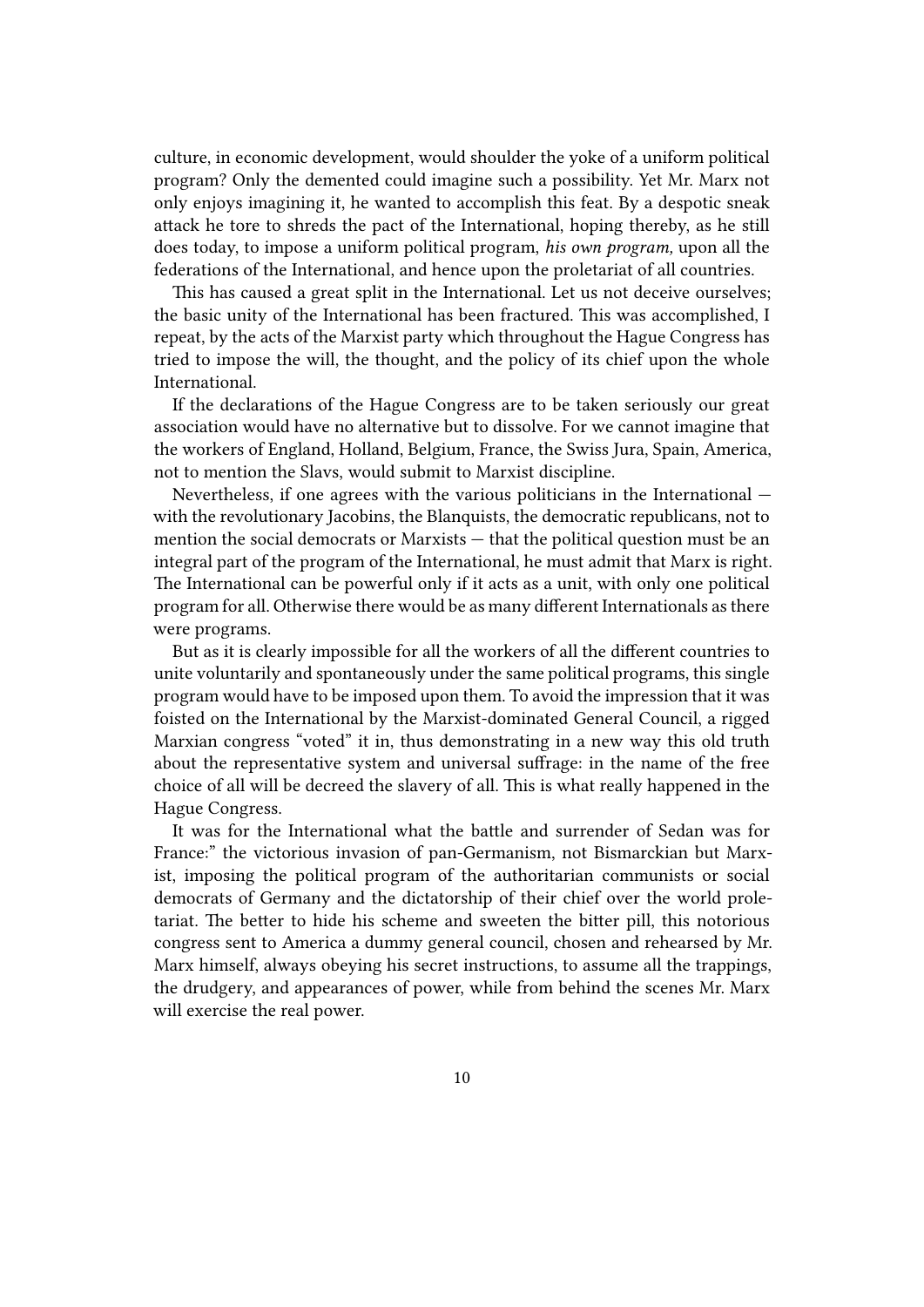culture, in economic development, would shoulder the yoke of a uniform political program? Only the demented could imagine such a possibility. Yet Mr. Marx not only enjoys imagining it, he wanted to accomplish this feat. By a despotic sneak attack he tore to shreds the pact of the International, hoping thereby, as he still does today, to impose a uniform political program, *his own program,* upon all the federations of the International, and hence upon the proletariat of all countries.

This has caused a great split in the International. Let us not deceive ourselves; the basic unity of the International has been fractured. This was accomplished, I repeat, by the acts of the Marxist party which throughout the Hague Congress has tried to impose the will, the thought, and the policy of its chief upon the whole International.

If the declarations of the Hague Congress are to be taken seriously our great association would have no alternative but to dissolve. For we cannot imagine that the workers of England, Holland, Belgium, France, the Swiss Jura, Spain, America, not to mention the Slavs, would submit to Marxist discipline.

Nevertheless, if one agrees with the various politicians in the International — with the revolutionary Jacobins, the Blanquists, the democratic republicans, not to mention the social democrats or Marxists — that the political question must be an integral part of the program of the International, he must admit that Marx is right. The International can be powerful only if it acts as a unit, with only one political program for all. Otherwise there would be as many different Internationals as there were programs.

But as it is clearly impossible for all the workers of all the different countries to unite voluntarily and spontaneously under the same political programs, this single program would have to be imposed upon them. To avoid the impression that it was foisted on the International by the Marxist-dominated General Council, a rigged Marxian congress "voted" it in, thus demonstrating in a new way this old truth about the representative system and universal suffrage: in the name of the free choice of all will be decreed the slavery of all. This is what really happened in the Hague Congress.

It was for the International what the battle and surrender of Sedan was for France:" the victorious invasion of pan-Germanism, not Bismarckian but Marxist, imposing the political program of the authoritarian communists or social democrats of Germany and the dictatorship of their chief over the world proletariat. The better to hide his scheme and sweeten the bitter pill, this notorious congress sent to America a dummy general council, chosen and rehearsed by Mr. Marx himself, always obeying his secret instructions, to assume all the trappings, the drudgery, and appearances of power, while from behind the scenes Mr. Marx will exercise the real power.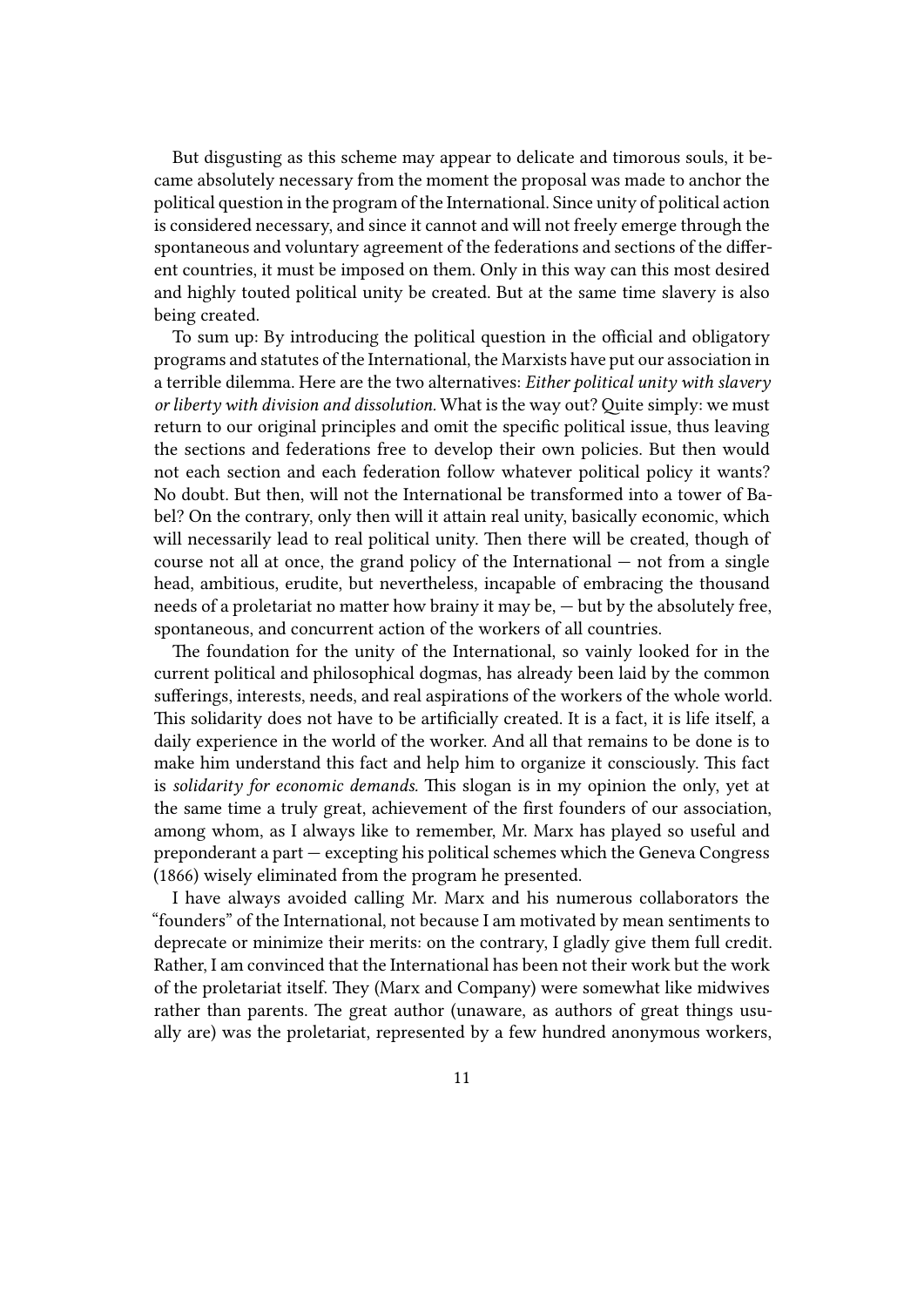But disgusting as this scheme may appear to delicate and timorous souls, it became absolutely necessary from the moment the proposal was made to anchor the political question in the program of the International. Since unity of political action is considered necessary, and since it cannot and will not freely emerge through the spontaneous and voluntary agreement of the federations and sections of the different countries, it must be imposed on them. Only in this way can this most desired and highly touted political unity be created. But at the same time slavery is also being created.

To sum up: By introducing the political question in the official and obligatory programs and statutes of the International, the Marxists have put our association in a terrible dilemma. Here are the two alternatives: *Either political unity with slavery or liberty with division and dissolution.* What is the way out? Quite simply: we must return to our original principles and omit the specific political issue, thus leaving the sections and federations free to develop their own policies. But then would not each section and each federation follow whatever political policy it wants? No doubt. But then, will not the International be transformed into a tower of Babel? On the contrary, only then will it attain real unity, basically economic, which will necessarily lead to real political unity. Then there will be created, though of course not all at once, the grand policy of the International — not from a single head, ambitious, erudite, but nevertheless, incapable of embracing the thousand needs of a proletariat no matter how brainy it may be, — but by the absolutely free, spontaneous, and concurrent action of the workers of all countries.

The foundation for the unity of the International, so vainly looked for in the current political and philosophical dogmas, has already been laid by the common sufferings, interests, needs, and real aspirations of the workers of the whole world. This solidarity does not have to be artificially created. It is a fact, it is life itself, a daily experience in the world of the worker. And all that remains to be done is to make him understand this fact and help him to organize it consciously. This fact is *solidarity for economic demands.* This slogan is in my opinion the only, yet at the same time a truly great, achievement of the first founders of our association, among whom, as I always like to remember, Mr. Marx has played so useful and preponderant a part — excepting his political schemes which the Geneva Congress (1866) wisely eliminated from the program he presented.

I have always avoided calling Mr. Marx and his numerous collaborators the "founders" of the International, not because I am motivated by mean sentiments to deprecate or minimize their merits: on the contrary, I gladly give them full credit. Rather, I am convinced that the International has been not their work but the work of the proletariat itself. They (Marx and Company) were somewhat like midwives rather than parents. The great author (unaware, as authors of great things usually are) was the proletariat, represented by a few hundred anonymous workers,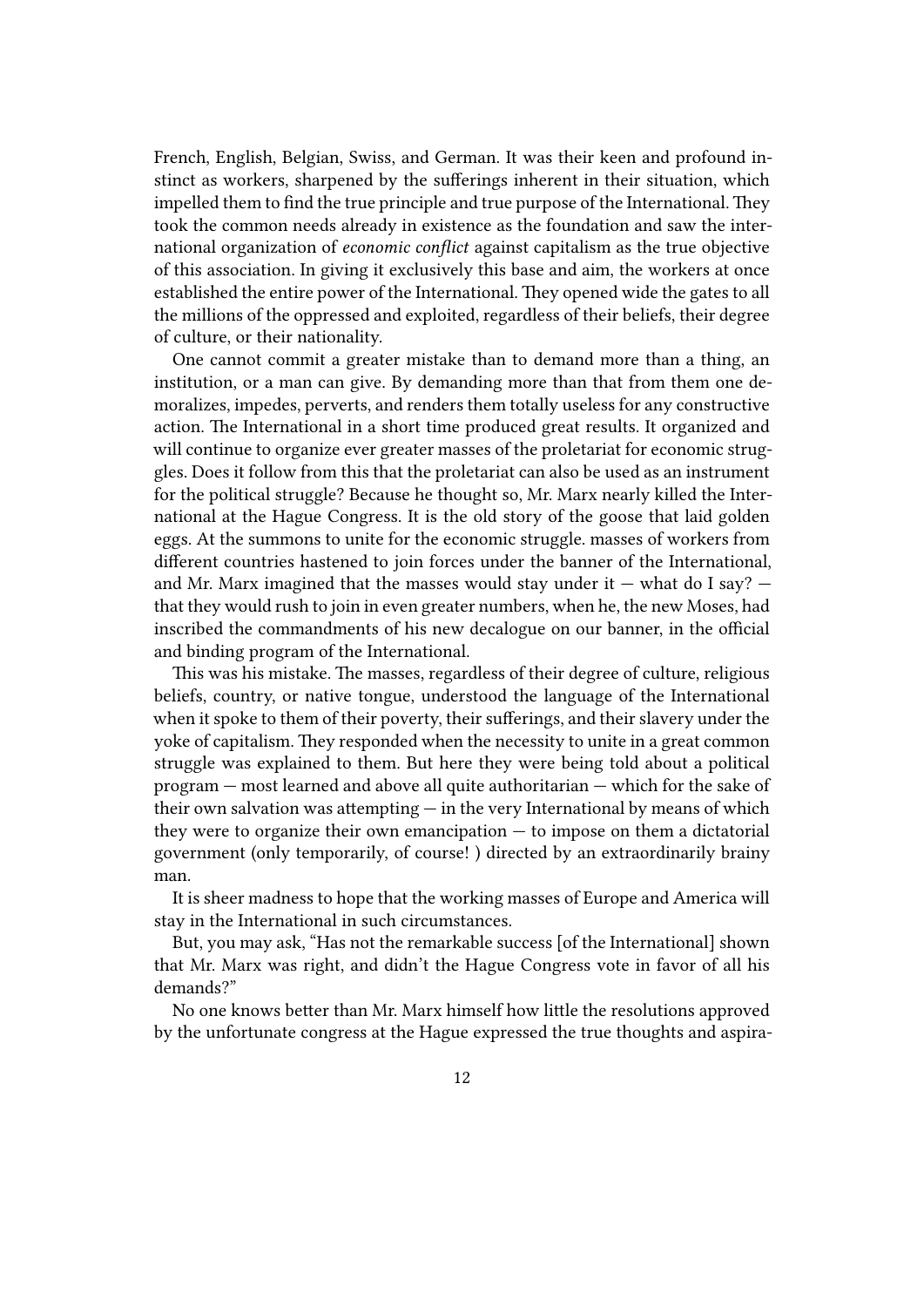French, English, Belgian, Swiss, and German. It was their keen and profound instinct as workers, sharpened by the sufferings inherent in their situation, which impelled them to find the true principle and true purpose of the International. They took the common needs already in existence as the foundation and saw the international organization of *economic conflict* against capitalism as the true objective of this association. In giving it exclusively this base and aim, the workers at once established the entire power of the International. They opened wide the gates to all the millions of the oppressed and exploited, regardless of their beliefs, their degree of culture, or their nationality.

One cannot commit a greater mistake than to demand more than a thing, an institution, or a man can give. By demanding more than that from them one demoralizes, impedes, perverts, and renders them totally useless for any constructive action. The International in a short time produced great results. It organized and will continue to organize ever greater masses of the proletariat for economic struggles. Does it follow from this that the proletariat can also be used as an instrument for the political struggle? Because he thought so, Mr. Marx nearly killed the International at the Hague Congress. It is the old story of the goose that laid golden eggs. At the summons to unite for the economic struggle. masses of workers from different countries hastened to join forces under the banner of the International, and Mr. Marx imagined that the masses would stay under it — what do I say? — that they would rush to join in even greater numbers, when he, the new Moses, had inscribed the commandments of his new decalogue on our banner, in the official and binding program of the International.

This was his mistake. The masses, regardless of their degree of culture, religious beliefs, country, or native tongue, understood the language of the International when it spoke to them of their poverty, their sufferings, and their slavery under the yoke of capitalism. They responded when the necessity to unite in a great common struggle was explained to them. But here they were being told about a political program — most learned and above all quite authoritarian — which for the sake of their own salvation was attempting — in the very International by means of which they were to organize their own emancipation — to impose on them a dictatorial government (only temporarily, of course! ) directed by an extraordinarily brainy man.

It is sheer madness to hope that the working masses of Europe and America will stay in the International in such circumstances.

But, you may ask, "Has not the remarkable success [of the International] shown that Mr. Marx was right, and didn't the Hague Congress vote in favor of all his demands?"

No one knows better than Mr. Marx himself how little the resolutions approved by the unfortunate congress at the Hague expressed the true thoughts and aspira-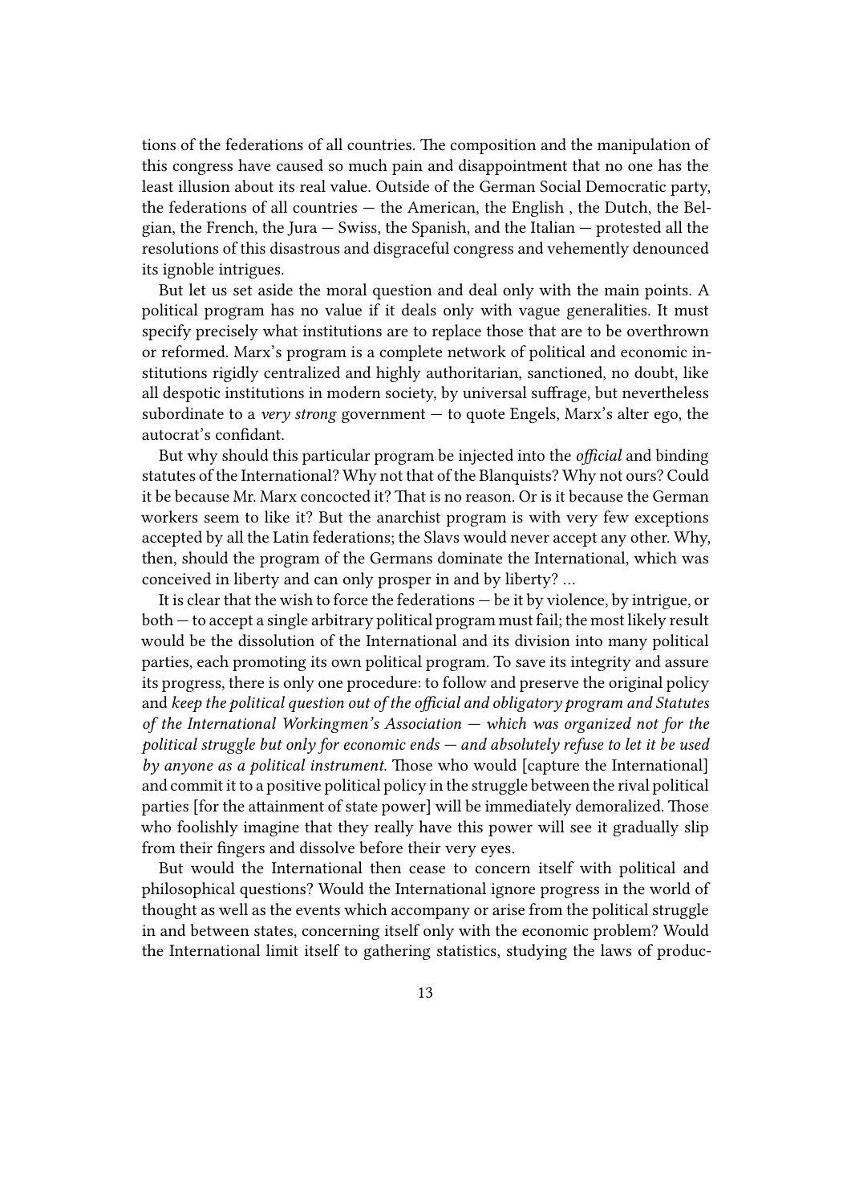tions of the federations of all countries. The composition and the manipulation of this congress have caused so much pain and disappointment that no one has the least illusion about its real value. Outside of the German Social Democratic party, the federations of all countries — the American, the English , the Dutch, the Belgian, the French, the Jura — Swiss, the Spanish, and the Italian — protested all the resolutions of this disastrous and disgraceful congress and vehemently denounced its ignoble intrigues.

But let us set aside the moral question and deal only with the main points. A political program has no value if it deals only with vague generalities. It must specify precisely what institutions are to replace those that are to be overthrown or reformed. Marx's program is a complete network of political and economic institutions rigidly centralized and highly authoritarian, sanctioned, no doubt, like all despotic institutions in modern society, by universal suffrage, but nevertheless subordinate to a *very strong* government — to quote Engels, Marx's alter ego, the autocrat's confidant.

But why should this particular program be injected into the *official* and binding statutes of the International? Why not that of the Blanquists? Why not ours? Could it be because Mr. Marx concocted it? That is no reason. Or is it because the German workers seem to like it? But the anarchist program is with very few exceptions accepted by all the Latin federations; the Slavs would never accept any other. Why, then, should the program of the Germans dominate the International, which was conceived in liberty and can only prosper in and by liberty? …

It is clear that the wish to force the federations — be it by violence, by intrigue, or both — to accept a single arbitrary political program must fail; the most likely result would be the dissolution of the International and its division into many political parties, each promoting its own political program. To save its integrity and assure its progress, there is only one procedure: to follow and preserve the original policy and *keep the political question out of the official and obligatory program and Statutes of the International Workingmen's Association — which was organized not for the political struggle but only for economic ends — and absolutely refuse to let it be used by anyone as a political instrument.* Those who would [capture the International] and commit it to a positive political policy in the struggle between the rival political parties [for the attainment of state power] will be immediately demoralized. Those who foolishly imagine that they really have this power will see it gradually slip from their fingers and dissolve before their very eyes.

But would the International then cease to concern itself with political and philosophical questions? Would the International ignore progress in the world of thought as well as the events which accompany or arise from the political struggle in and between states, concerning itself only with the economic problem? Would the International limit itself to gathering statistics, studying the laws of produc-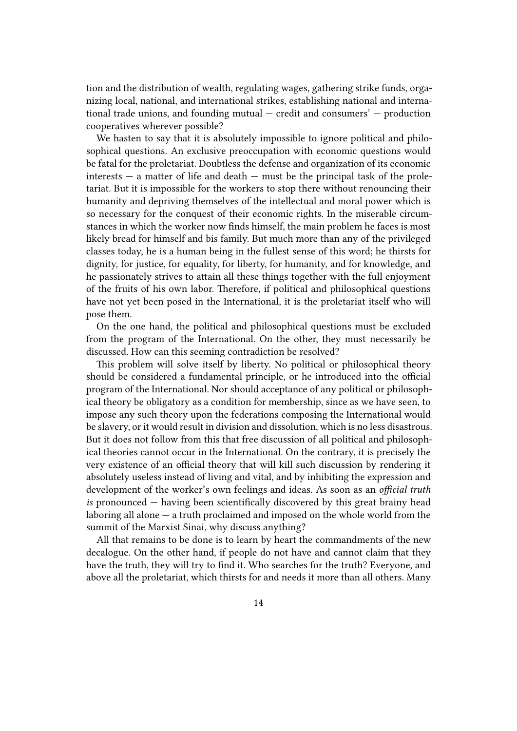tion and the distribution of wealth, regulating wages, gathering strike funds, organizing local, national, and international strikes, establishing national and international trade unions, and founding mutual — credit and consumers' — production cooperatives wherever possible?

We hasten to say that it is absolutely impossible to ignore political and philosophical questions. An exclusive preoccupation with economic questions would be fatal for the proletariat. Doubtless the defense and organization of its economic interests — a matter of life and death — must be the principal task of the proletariat. But it is impossible for the workers to stop there without renouncing their humanity and depriving themselves of the intellectual and moral power which is so necessary for the conquest of their economic rights. In the miserable circumstances in which the worker now finds himself, the main problem he faces is most likely bread for himself and bis family. But much more than any of the privileged classes today, he is a human being in the fullest sense of this word; he thirsts for dignity, for justice, for equality, for liberty, for humanity, and for knowledge, and he passionately strives to attain all these things together with the full enjoyment of the fruits of his own labor. Therefore, if political and philosophical questions have not yet been posed in the International, it is the proletariat itself who will pose them.

On the one hand, the political and philosophical questions must be excluded from the program of the International. On the other, they must necessarily be discussed. How can this seeming contradiction be resolved?

This problem will solve itself by liberty. No political or philosophical theory should be considered a fundamental principle, or he introduced into the official program of the International. Nor should acceptance of any political or philosophical theory be obligatory as a condition for membership, since as we have seen, to impose any such theory upon the federations composing the International would be slavery, or it would result in division and dissolution, which is no less disastrous. But it does not follow from this that free discussion of all political and philosophical theories cannot occur in the International. On the contrary, it is precisely the very existence of an official theory that will kill such discussion by rendering it absolutely useless instead of living and vital, and by inhibiting the expression and development of the worker's own feelings and ideas. As soon as an *official truth is* pronounced — having been scientifically discovered by this great brainy head laboring all alone — a truth proclaimed and imposed on the whole world from the summit of the Marxist Sinai, why discuss anything?

All that remains to be done is to learn by heart the commandments of the new decalogue. On the other hand, if people do not have and cannot claim that they have the truth, they will try to find it. Who searches for the truth? Everyone, and above all the proletariat, which thirsts for and needs it more than all others. Many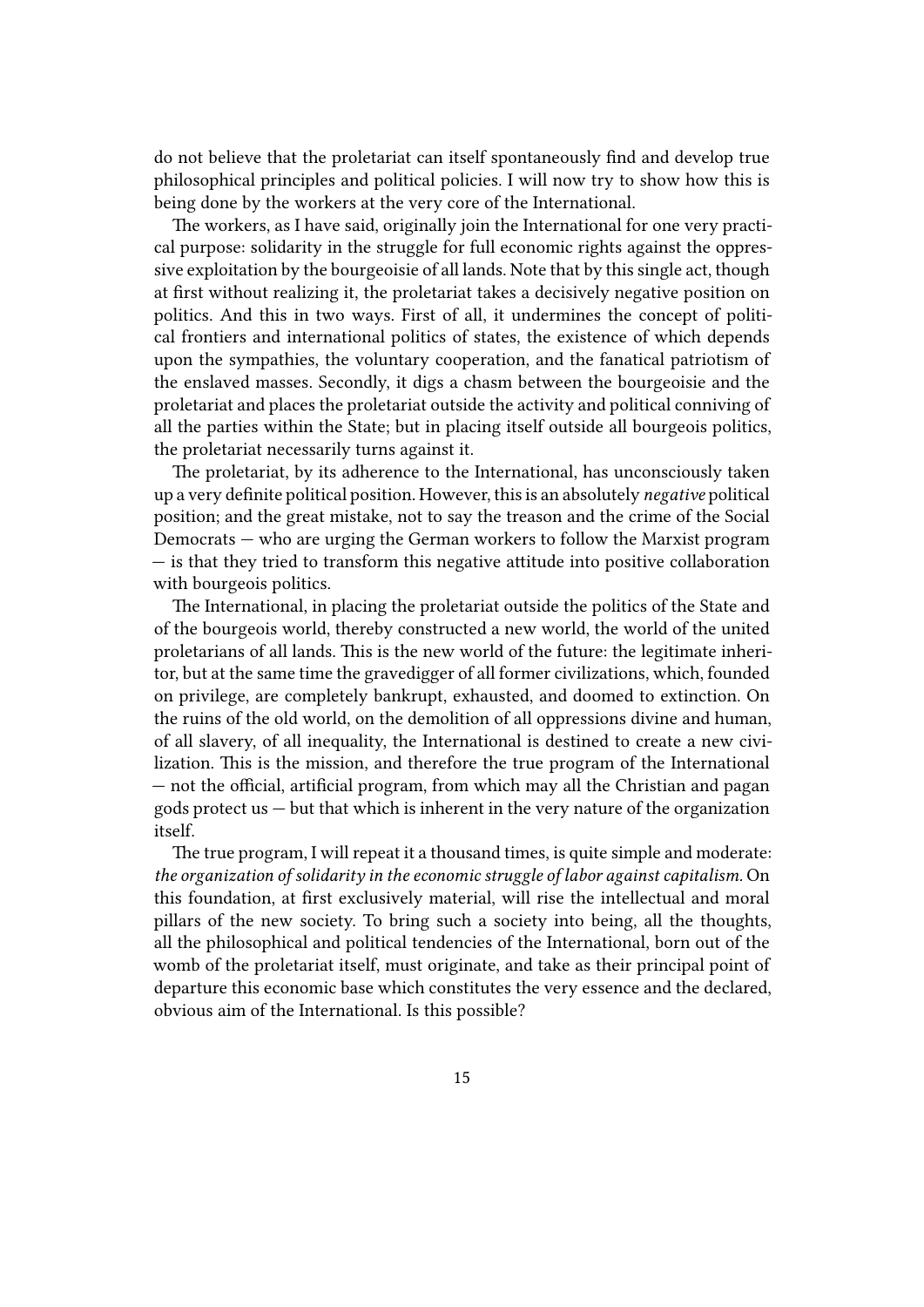do not believe that the proletariat can itself spontaneously find and develop true philosophical principles and political policies. I will now try to show how this is being done by the workers at the very core of the International.

The workers, as I have said, originally join the International for one very practical purpose: solidarity in the struggle for full economic rights against the oppressive exploitation by the bourgeoisie of all lands. Note that by this single act, though at first without realizing it, the proletariat takes a decisively negative position on politics. And this in two ways. First of all, it undermines the concept of political frontiers and international politics of states, the existence of which depends upon the sympathies, the voluntary cooperation, and the fanatical patriotism of the enslaved masses. Secondly, it digs a chasm between the bourgeoisie and the proletariat and places the proletariat outside the activity and political conniving of all the parties within the State; but in placing itself outside all bourgeois politics, the proletariat necessarily turns against it.

The proletariat, by its adherence to the International, has unconsciously taken up a very definite political position. However, this is an absolutely *negative* political position; and the great mistake, not to say the treason and the crime of the Social Democrats — who are urging the German workers to follow the Marxist program — is that they tried to transform this negative attitude into positive collaboration with bourgeois politics.

The International, in placing the proletariat outside the politics of the State and of the bourgeois world, thereby constructed a new world, the world of the united proletarians of all lands. This is the new world of the future: the legitimate inheritor, but at the same time the gravedigger of all former civilizations, which, founded on privilege, are completely bankrupt, exhausted, and doomed to extinction. On the ruins of the old world, on the demolition of all oppressions divine and human, of all slavery, of all inequality, the International is destined to create a new civilization. This is the mission, and therefore the true program of the International — not the official, artificial program, from which may all the Christian and pagan gods protect us — but that which is inherent in the very nature of the organization itself.

The true program, I will repeat it a thousand times, is quite simple and moderate: *the organization of solidarity in the economic struggle of labor against capitalism.* On this foundation, at first exclusively material, will rise the intellectual and moral pillars of the new society. To bring such a society into being, all the thoughts, all the philosophical and political tendencies of the International, born out of the womb of the proletariat itself, must originate, and take as their principal point of departure this economic base which constitutes the very essence and the declared, obvious aim of the International. Is this possible?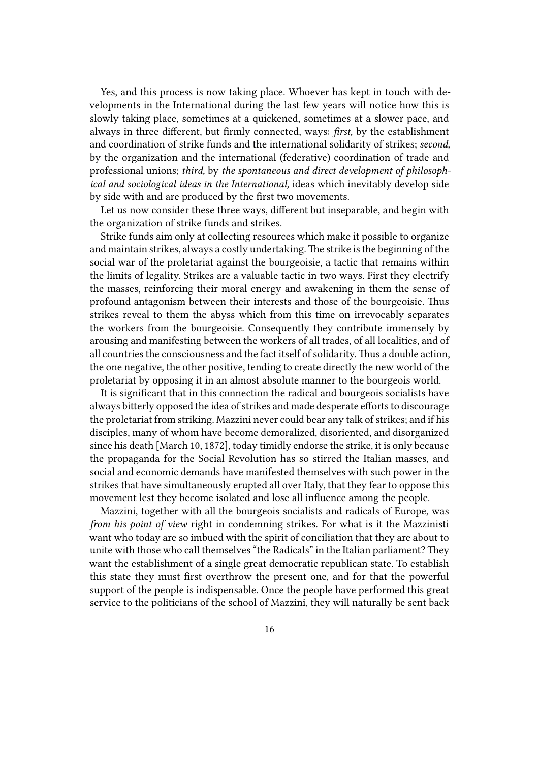Yes, and this process is now taking place. Whoever has kept in touch with developments in the International during the last few years will notice how this is slowly taking place, sometimes at a quickened, sometimes at a slower pace, and always in three different, but firmly connected, ways: *first,* by the establishment and coordination of strike funds and the international solidarity of strikes; *second,* by the organization and the international (federative) coordination of trade and professional unions; *third,* by *the spontaneous and direct development of philosophical and sociological ideas in the International,* ideas which inevitably develop side by side with and are produced by the first two movements.

Let us now consider these three ways, different but inseparable, and begin with the organization of strike funds and strikes.

Strike funds aim only at collecting resources which make it possible to organize and maintain strikes, always a costly undertaking. The strike is the beginning of the social war of the proletariat against the bourgeoisie, a tactic that remains within the limits of legality. Strikes are a valuable tactic in two ways. First they electrify the masses, reinforcing their moral energy and awakening in them the sense of profound antagonism between their interests and those of the bourgeoisie. Thus strikes reveal to them the abyss which from this time on irrevocably separates the workers from the bourgeoisie. Consequently they contribute immensely by arousing and manifesting between the workers of all trades, of all localities, and of all countries the consciousness and the fact itself of solidarity. Thus a double action, the one negative, the other positive, tending to create directly the new world of the proletariat by opposing it in an almost absolute manner to the bourgeois world.

It is significant that in this connection the radical and bourgeois socialists have always bitterly opposed the idea of strikes and made desperate efforts to discourage the proletariat from striking. Mazzini never could bear any talk of strikes; and if his disciples, many of whom have become demoralized, disoriented, and disorganized since his death [March 10, 1872], today timidly endorse the strike, it is only because the propaganda for the Social Revolution has so stirred the Italian masses, and social and economic demands have manifested themselves with such power in the strikes that have simultaneously erupted all over Italy, that they fear to oppose this movement lest they become isolated and lose all influence among the people.

Mazzini, together with all the bourgeois socialists and radicals of Europe, was *from his point of view* right in condemning strikes. For what is it the Mazzinisti want who today are so imbued with the spirit of conciliation that they are about to unite with those who call themselves "the Radicals" in the Italian parliament? They want the establishment of a single great democratic republican state. To establish this state they must first overthrow the present one, and for that the powerful support of the people is indispensable. Once the people have performed this great service to the politicians of the school of Mazzini, they will naturally be sent back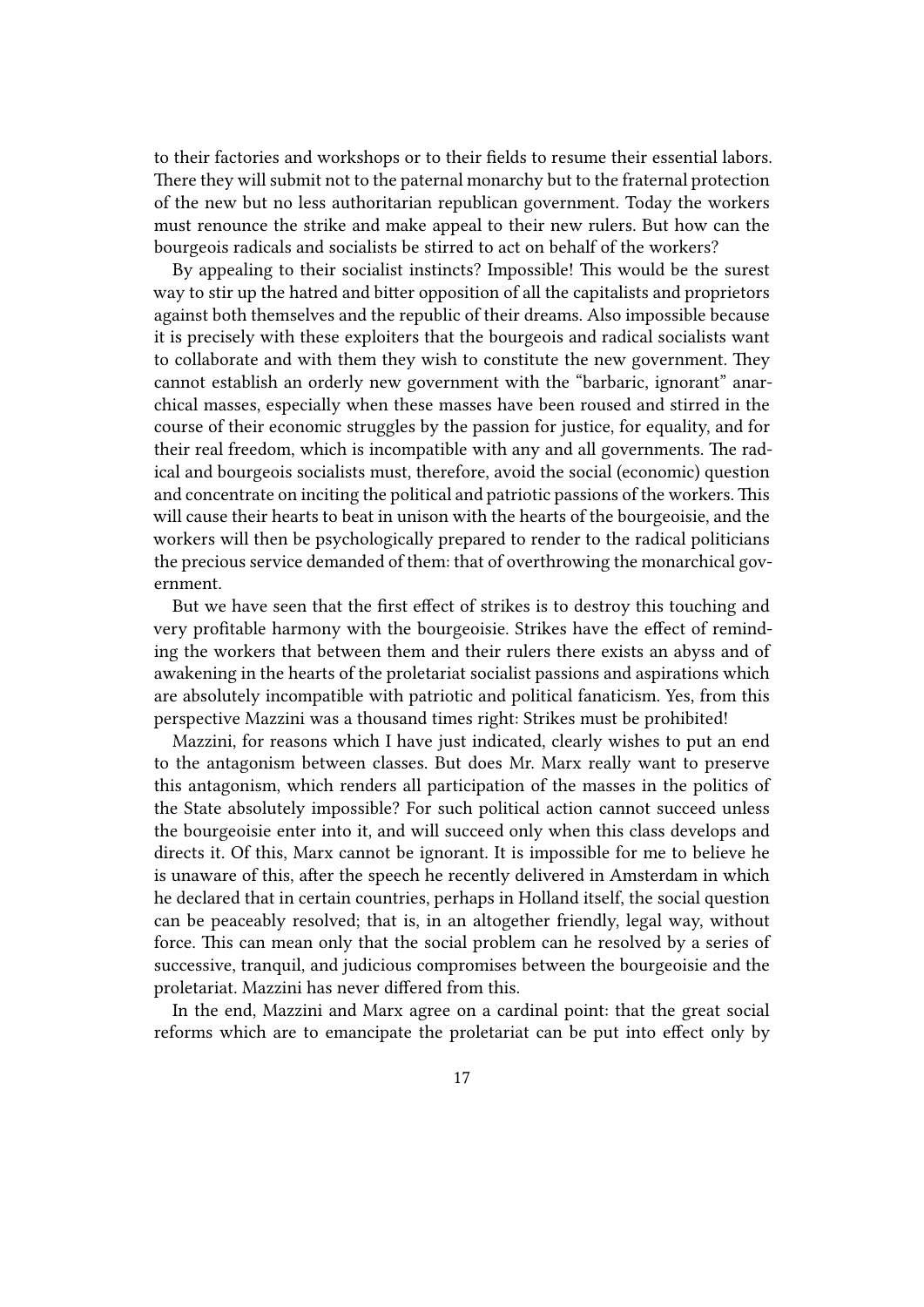to their factories and workshops or to their fields to resume their essential labors. There they will submit not to the paternal monarchy but to the fraternal protection of the new but no less authoritarian republican government. Today the workers must renounce the strike and make appeal to their new rulers. But how can the bourgeois radicals and socialists be stirred to act on behalf of the workers?

By appealing to their socialist instincts? Impossible! This would be the surest way to stir up the hatred and bitter opposition of all the capitalists and proprietors against both themselves and the republic of their dreams. Also impossible because it is precisely with these exploiters that the bourgeois and radical socialists want to collaborate and with them they wish to constitute the new government. They cannot establish an orderly new government with the "barbaric, ignorant" anarchical masses, especially when these masses have been roused and stirred in the course of their economic struggles by the passion for justice, for equality, and for their real freedom, which is incompatible with any and all governments. The radical and bourgeois socialists must, therefore, avoid the social (economic) question and concentrate on inciting the political and patriotic passions of the workers. This will cause their hearts to beat in unison with the hearts of the bourgeoisie, and the workers will then be psychologically prepared to render to the radical politicians the precious service demanded of them: that of overthrowing the monarchical government.

But we have seen that the first effect of strikes is to destroy this touching and very profitable harmony with the bourgeoisie. Strikes have the effect of reminding the workers that between them and their rulers there exists an abyss and of awakening in the hearts of the proletariat socialist passions and aspirations which are absolutely incompatible with patriotic and political fanaticism. Yes, from this perspective Mazzini was a thousand times right: Strikes must be prohibited!

Mazzini, for reasons which I have just indicated, clearly wishes to put an end to the antagonism between classes. But does Mr. Marx really want to preserve this antagonism, which renders all participation of the masses in the politics of the State absolutely impossible? For such political action cannot succeed unless the bourgeoisie enter into it, and will succeed only when this class develops and directs it. Of this, Marx cannot be ignorant. It is impossible for me to believe he is unaware of this, after the speech he recently delivered in Amsterdam in which he declared that in certain countries, perhaps in Holland itself, the social question can be peaceably resolved; that is, in an altogether friendly, legal way, without force. This can mean only that the social problem can he resolved by a series of successive, tranquil, and judicious compromises between the bourgeoisie and the proletariat. Mazzini has never differed from this.

In the end, Mazzini and Marx agree on a cardinal point: that the great social reforms which are to emancipate the proletariat can be put into effect only by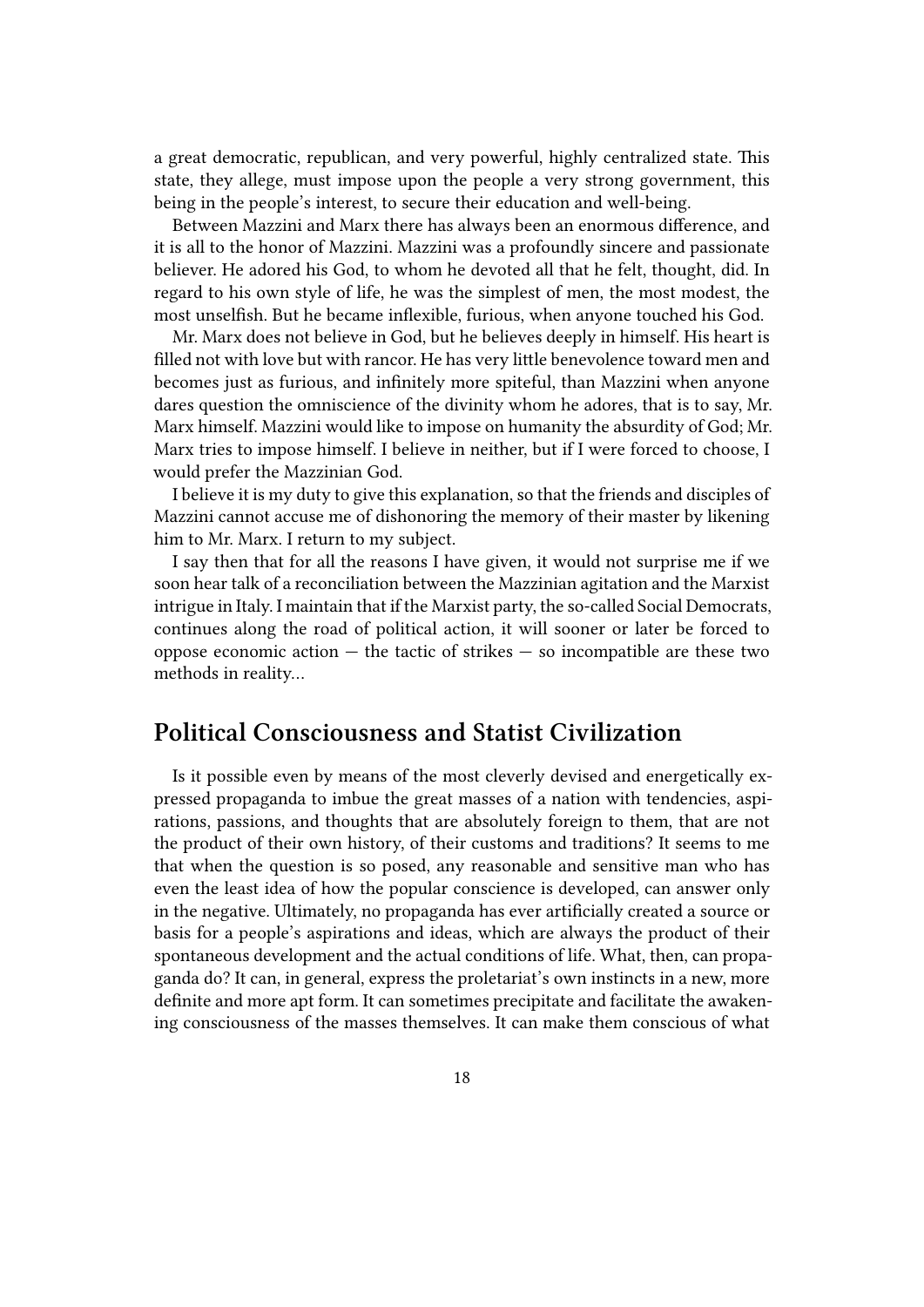a great democratic, republican, and very powerful, highly centralized state. This state, they allege, must impose upon the people a very strong government, this being in the people's interest, to secure their education and well-being.

Between Mazzini and Marx there has always been an enormous difference, and it is all to the honor of Mazzini. Mazzini was a profoundly sincere and passionate believer. He adored his God, to whom he devoted all that he felt, thought, did. In regard to his own style of life, he was the simplest of men, the most modest, the most unselfish. But he became inflexible, furious, when anyone touched his God.

Mr. Marx does not believe in God, but he believes deeply in himself. His heart is filled not with love but with rancor. He has very little benevolence toward men and becomes just as furious, and infinitely more spiteful, than Mazzini when anyone dares question the omniscience of the divinity whom he adores, that is to say, Mr. Marx himself. Mazzini would like to impose on humanity the absurdity of God; Mr. Marx tries to impose himself. I believe in neither, but if I were forced to choose, I would prefer the Mazzinian God.

I believe it is my duty to give this explanation, so that the friends and disciples of Mazzini cannot accuse me of dishonoring the memory of their master by likening him to Mr. Marx. I return to my subject.

I say then that for all the reasons I have given, it would not surprise me if we soon hear talk of a reconciliation between the Mazzinian agitation and the Marxist intrigue in Italy. I maintain that if the Marxist party, the so-called Social Democrats, continues along the road of political action, it will sooner or later be forced to oppose economic action — the tactic of strikes — so incompatible are these two methods in reality…

## Political Consciousness and Statist Civilization

Is it possible even by means of the most cleverly devised and energetically expressed propaganda to imbue the great masses of a nation with tendencies, aspirations, passions, and thoughts that are absolutely foreign to them, that are not the product of their own history, of their customs and traditions? It seems to me that when the question is so posed, any reasonable and sensitive man who has even the least idea of how the popular conscience is developed, can answer only in the negative. Ultimately, no propaganda has ever artificially created a source or basis for a people's aspirations and ideas, which are always the product of their spontaneous development and the actual conditions of life. What, then, can propaganda do? It can, in general, express the proletariat's own instincts in a new, more definite and more apt form. It can sometimes precipitate and facilitate the awakening consciousness of the masses themselves. It can make them conscious of what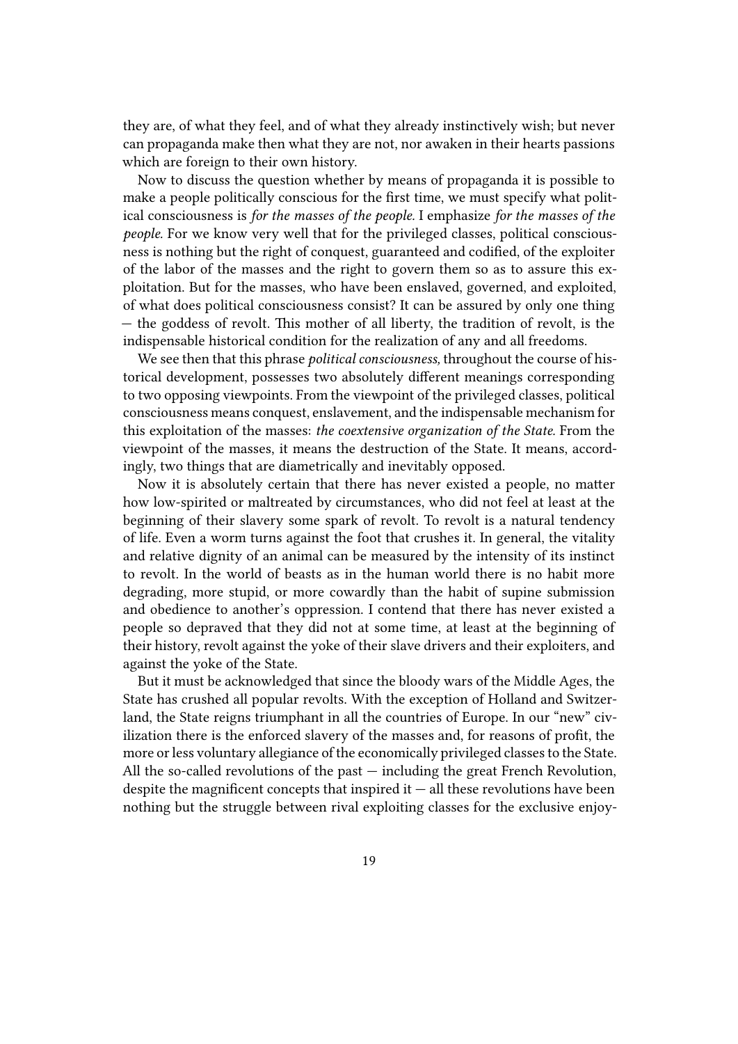they are, of what they feel, and of what they already instinctively wish; but never can propaganda make then what they are not, nor awaken in their hearts passions which are foreign to their own history.

Now to discuss the question whether by means of propaganda it is possible to make a people politically conscious for the first time, we must specify what political consciousness is *for the masses of the people.* I emphasize *for the masses of the people.* For we know very well that for the privileged classes, political consciousness is nothing but the right of conquest, guaranteed and codified, of the exploiter of the labor of the masses and the right to govern them so as to assure this exploitation. But for the masses, who have been enslaved, governed, and exploited, of what does political consciousness consist? It can be assured by only one thing — the goddess of revolt. This mother of all liberty, the tradition of revolt, is the indispensable historical condition for the realization of any and all freedoms.

We see then that this phrase *political consciousness,* throughout the course of historical development, possesses two absolutely different meanings corresponding to two opposing viewpoints. From the viewpoint of the privileged classes, political consciousness means conquest, enslavement, and the indispensable mechanism for this exploitation of the masses: *the coextensive organization of the State.* From the viewpoint of the masses, it means the destruction of the State. It means, accordingly, two things that are diametrically and inevitably opposed.

Now it is absolutely certain that there has never existed a people, no matter how low-spirited or maltreated by circumstances, who did not feel at least at the beginning of their slavery some spark of revolt. To revolt is a natural tendency of life. Even a worm turns against the foot that crushes it. In general, the vitality and relative dignity of an animal can be measured by the intensity of its instinct to revolt. In the world of beasts as in the human world there is no habit more degrading, more stupid, or more cowardly than the habit of supine submission and obedience to another's oppression. I contend that there has never existed a people so depraved that they did not at some time, at least at the beginning of their history, revolt against the yoke of their slave drivers and their exploiters, and against the yoke of the State.

But it must be acknowledged that since the bloody wars of the Middle Ages, the State has crushed all popular revolts. With the exception of Holland and Switzerland, the State reigns triumphant in all the countries of Europe. In our "new" civilization there is the enforced slavery of the masses and, for reasons of profit, the more or less voluntary allegiance of the economically privileged classes to the State. All the so-called revolutions of the past — including the great French Revolution, despite the magnificent concepts that inspired it — all these revolutions have been nothing but the struggle between rival exploiting classes for the exclusive enjoy-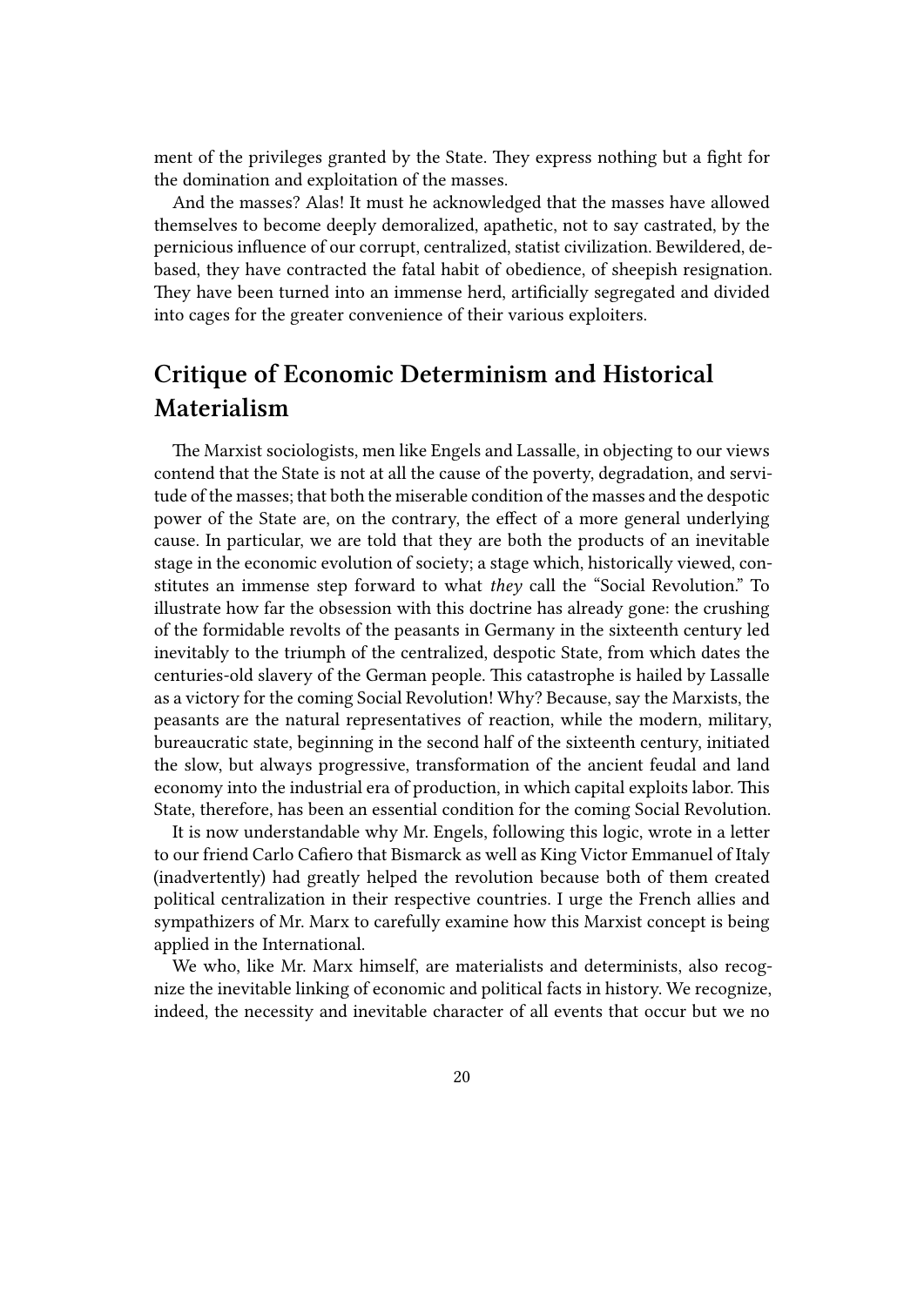ment of the privileges granted by the State. They express nothing but a fight for the domination and exploitation of the masses.

And the masses? Alas! It must he acknowledged that the masses have allowed themselves to become deeply demoralized, apathetic, not to say castrated, by the pernicious influence of our corrupt, centralized, statist civilization. Bewildered, debased, they have contracted the fatal habit of obedience, of sheepish resignation. They have been turned into an immense herd, artificially segregated and divided into cages for the greater convenience of their various exploiters.

## Critique of Economic Determinism and Historical Materialism

The Marxist sociologists, men like Engels and Lassalle, in objecting to our views contend that the State is not at all the cause of the poverty, degradation, and servitude of the masses; that both the miserable condition of the masses and the despotic power of the State are, on the contrary, the effect of a more general underlying cause. In particular, we are told that they are both the products of an inevitable stage in the economic evolution of society; a stage which, historically viewed, constitutes an immense step forward to what *they* call the "Social Revolution." To illustrate how far the obsession with this doctrine has already gone: the crushing of the formidable revolts of the peasants in Germany in the sixteenth century led inevitably to the triumph of the centralized, despotic State, from which dates the centuries-old slavery of the German people. This catastrophe is hailed by Lassalle as a victory for the coming Social Revolution! Why? Because, say the Marxists, the peasants are the natural representatives of reaction, while the modern, military, bureaucratic state, beginning in the second half of the sixteenth century, initiated the slow, but always progressive, transformation of the ancient feudal and land economy into the industrial era of production, in which capital exploits labor. This State, therefore, has been an essential condition for the coming Social Revolution.

It is now understandable why Mr. Engels, following this logic, wrote in a letter to our friend Carlo Cafiero that Bismarck as well as King Victor Emmanuel of Italy (inadvertently) had greatly helped the revolution because both of them created political centralization in their respective countries. I urge the French allies and sympathizers of Mr. Marx to carefully examine how this Marxist concept is being applied in the International.

We who, like Mr. Marx himself, are materialists and determinists, also recognize the inevitable linking of economic and political facts in history. We recognize, indeed, the necessity and inevitable character of all events that occur but we no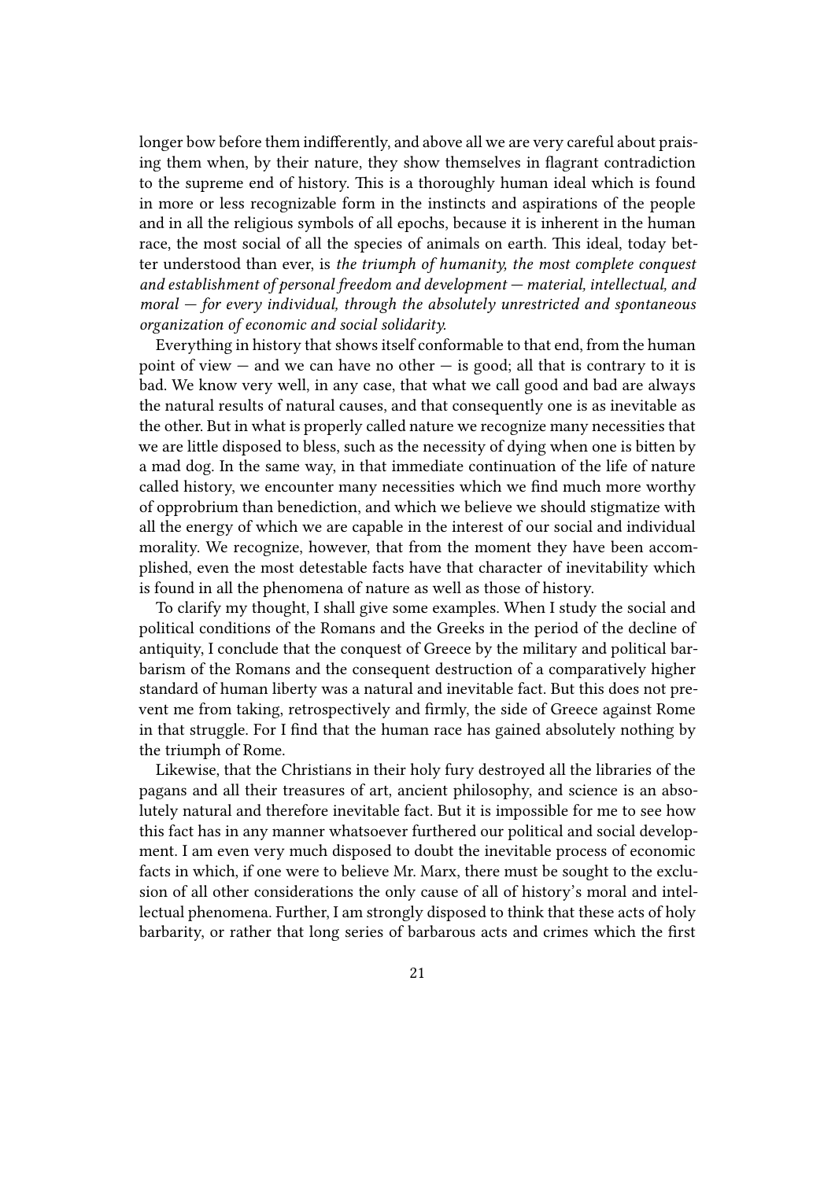longer bow before them indifferently, and above all we are very careful about praising them when, by their nature, they show themselves in flagrant contradiction to the supreme end of history. This is a thoroughly human ideal which is found in more or less recognizable form in the instincts and aspirations of the people and in all the religious symbols of all epochs, because it is inherent in the human race, the most social of all the species of animals on earth. This ideal, today better understood than ever, is *the triumph of humanity, the most complete conquest and establishment of personal freedom and development — material, intellectual, and moral — for every individual, through the absolutely unrestricted and spontaneous organization of economic and social solidarity.*

Everything in history that shows itself conformable to that end, from the human point of view — and we can have no other — is good; all that is contrary to it is bad. We know very well, in any case, that what we call good and bad are always the natural results of natural causes, and that consequently one is as inevitable as the other. But in what is properly called nature we recognize many necessities that we are little disposed to bless, such as the necessity of dying when one is bitten by a mad dog. In the same way, in that immediate continuation of the life of nature called history, we encounter many necessities which we find much more worthy of opprobrium than benediction, and which we believe we should stigmatize with all the energy of which we are capable in the interest of our social and individual morality. We recognize, however, that from the moment they have been accomplished, even the most detestable facts have that character of inevitability which is found in all the phenomena of nature as well as those of history.

To clarify my thought, I shall give some examples. When I study the social and political conditions of the Romans and the Greeks in the period of the decline of antiquity, I conclude that the conquest of Greece by the military and political barbarism of the Romans and the consequent destruction of a comparatively higher standard of human liberty was a natural and inevitable fact. But this does not prevent me from taking, retrospectively and firmly, the side of Greece against Rome in that struggle. For I find that the human race has gained absolutely nothing by the triumph of Rome.

Likewise, that the Christians in their holy fury destroyed all the libraries of the pagans and all their treasures of art, ancient philosophy, and science is an absolutely natural and therefore inevitable fact. But it is impossible for me to see how this fact has in any manner whatsoever furthered our political and social development. I am even very much disposed to doubt the inevitable process of economic facts in which, if one were to believe Mr. Marx, there must be sought to the exclusion of all other considerations the only cause of all of history's moral and intellectual phenomena. Further, I am strongly disposed to think that these acts of holy barbarity, or rather that long series of barbarous acts and crimes which the first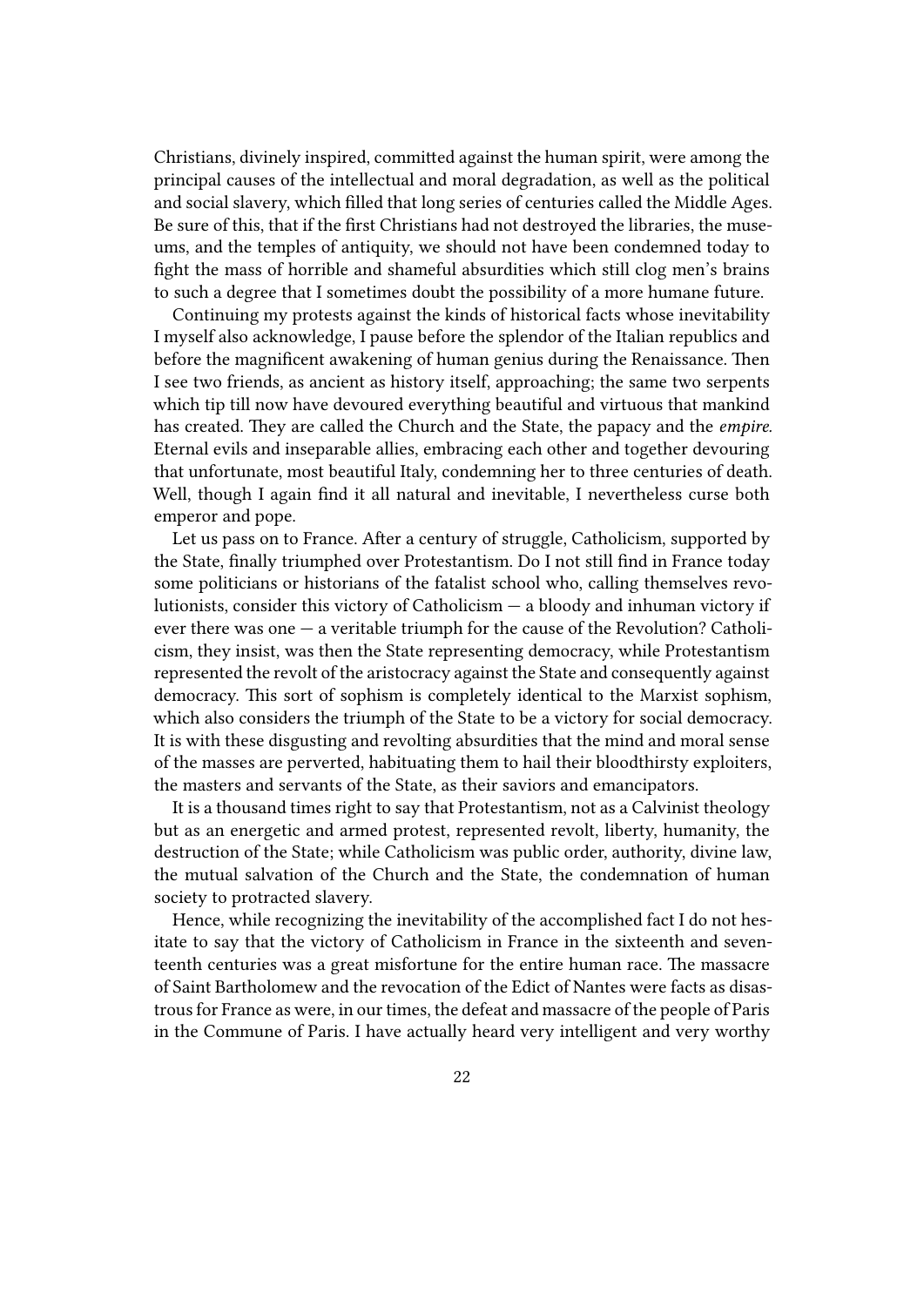Christians, divinely inspired, committed against the human spirit, were among the principal causes of the intellectual and moral degradation, as well as the political and social slavery, which filled that long series of centuries called the Middle Ages. Be sure of this, that if the first Christians had not destroyed the libraries, the museums, and the temples of antiquity, we should not have been condemned today to fight the mass of horrible and shameful absurdities which still clog men's brains to such a degree that I sometimes doubt the possibility of a more humane future.

Continuing my protests against the kinds of historical facts whose inevitability I myself also acknowledge, I pause before the splendor of the Italian republics and before the magnificent awakening of human genius during the Renaissance. Then I see two friends, as ancient as history itself, approaching; the same two serpents which tip till now have devoured everything beautiful and virtuous that mankind has created. They are called the Church and the State, the papacy and the *empire.* Eternal evils and inseparable allies, embracing each other and together devouring that unfortunate, most beautiful Italy, condemning her to three centuries of death. Well, though I again find it all natural and inevitable, I nevertheless curse both emperor and pope.

Let us pass on to France. After a century of struggle, Catholicism, supported by the State, finally triumphed over Protestantism. Do I not still find in France today some politicians or historians of the fatalist school who, calling themselves revolutionists, consider this victory of Catholicism — a bloody and inhuman victory if ever there was one — a veritable triumph for the cause of the Revolution? Catholicism, they insist, was then the State representing democracy, while Protestantism represented the revolt of the aristocracy against the State and consequently against democracy. This sort of sophism is completely identical to the Marxist sophism, which also considers the triumph of the State to be a victory for social democracy. It is with these disgusting and revolting absurdities that the mind and moral sense of the masses are perverted, habituating them to hail their bloodthirsty exploiters, the masters and servants of the State, as their saviors and emancipators.

It is a thousand times right to say that Protestantism, not as a Calvinist theology but as an energetic and armed protest, represented revolt, liberty, humanity, the destruction of the State; while Catholicism was public order, authority, divine law, the mutual salvation of the Church and the State, the condemnation of human society to protracted slavery.

Hence, while recognizing the inevitability of the accomplished fact I do not hesitate to say that the victory of Catholicism in France in the sixteenth and seventeenth centuries was a great misfortune for the entire human race. The massacre of Saint Bartholomew and the revocation of the Edict of Nantes were facts as disastrous for France as were, in our times, the defeat and massacre of the people of Paris in the Commune of Paris. I have actually heard very intelligent and very worthy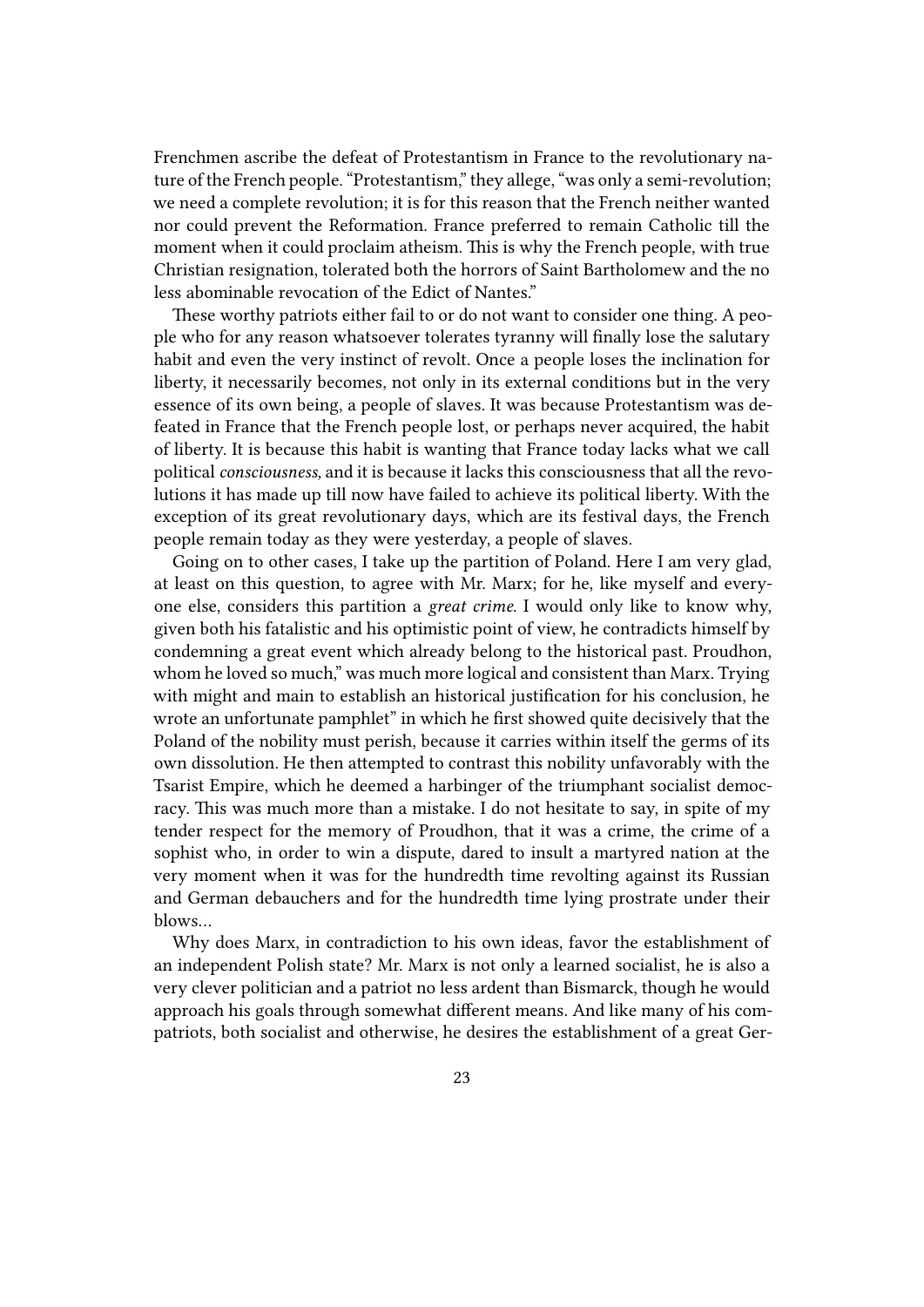Frenchmen ascribe the defeat of Protestantism in France to the revolutionary nature of the French people. "Protestantism," they allege, "was only a semi-revolution; we need a complete revolution; it is for this reason that the French neither wanted nor could prevent the Reformation. France preferred to remain Catholic till the moment when it could proclaim atheism. This is why the French people, with true Christian resignation, tolerated both the horrors of Saint Bartholomew and the no less abominable revocation of the Edict of Nantes."

These worthy patriots either fail to or do not want to consider one thing. A people who for any reason whatsoever tolerates tyranny will finally lose the salutary habit and even the very instinct of revolt. Once a people loses the inclination for liberty, it necessarily becomes, not only in its external conditions but in the very essence of its own being, a people of slaves. It was because Protestantism was defeated in France that the French people lost, or perhaps never acquired, the habit of liberty. It is because this habit is wanting that France today lacks what we call political *consciousness,* and it is because it lacks this consciousness that all the revolutions it has made up till now have failed to achieve its political liberty. With the exception of its great revolutionary days, which are its festival days, the French people remain today as they were yesterday, a people of slaves.

Going on to other cases, I take up the partition of Poland. Here I am very glad, at least on this question, to agree with Mr. Marx; for he, like myself and everyone else, considers this partition a *great crime*. I would only like to know why, given both his fatalistic and his optimistic point of view, he contradicts himself by condemning a great event which already belong to the historical past. Proudhon, whom he loved so much," was much more logical and consistent than Marx. Trying with might and main to establish an historical justification for his conclusion, he wrote an unfortunate pamphlet" in which he first showed quite decisively that the Poland of the nobility must perish, because it carries within itself the germs of its own dissolution. He then attempted to contrast this nobility unfavorably with the Tsarist Empire, which he deemed a harbinger of the triumphant socialist democracy. This was much more than a mistake. I do not hesitate to say, in spite of my tender respect for the memory of Proudhon, that it was a crime, the crime of a sophist who, in order to win a dispute, dared to insult a martyred nation at the very moment when it was for the hundredth time revolting against its Russian and German debauchers and for the hundredth time lying prostrate under their blows…

Why does Marx, in contradiction to his own ideas, favor the establishment of an independent Polish state? Mr. Marx is not only a learned socialist, he is also a very clever politician and a patriot no less ardent than Bismarck, though he would approach his goals through somewhat different means. And like many of his compatriots, both socialist and otherwise, he desires the establishment of a great Ger-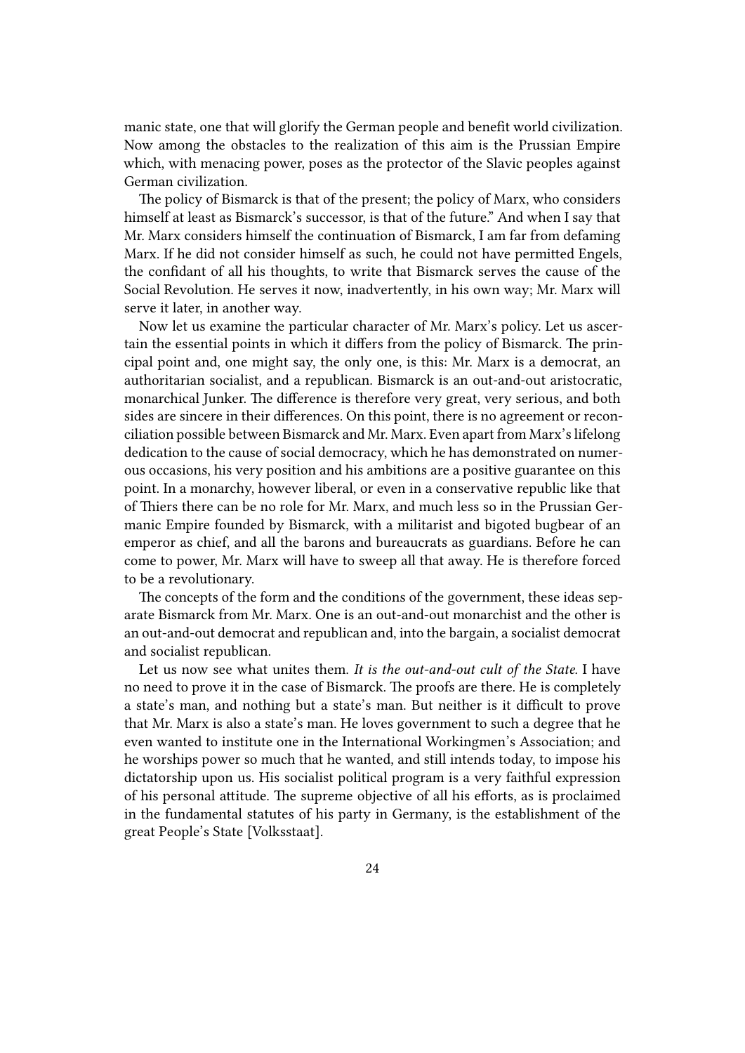manic state, one that will glorify the German people and benefit world civilization. Now among the obstacles to the realization of this aim is the Prussian Empire which, with menacing power, poses as the protector of the Slavic peoples against German civilization.

The policy of Bismarck is that of the present; the policy of Marx, who considers himself at least as Bismarck's successor, is that of the future." And when I say that Mr. Marx considers himself the continuation of Bismarck, I am far from defaming Marx. If he did not consider himself as such, he could not have permitted Engels, the confidant of all his thoughts, to write that Bismarck serves the cause of the Social Revolution. He serves it now, inadvertently, in his own way; Mr. Marx will serve it later, in another way.

Now let us examine the particular character of Mr. Marx's policy. Let us ascertain the essential points in which it differs from the policy of Bismarck. The principal point and, one might say, the only one, is this: Mr. Marx is a democrat, an authoritarian socialist, and a republican. Bismarck is an out-and-out aristocratic, monarchical Junker. The difference is therefore very great, very serious, and both sides are sincere in their differences. On this point, there is no agreement or reconciliation possible between Bismarck and Mr. Marx. Even apart from Marx's lifelong dedication to the cause of social democracy, which he has demonstrated on numerous occasions, his very position and his ambitions are a positive guarantee on this point. In a monarchy, however liberal, or even in a conservative republic like that of Thiers there can be no role for Mr. Marx, and much less so in the Prussian Germanic Empire founded by Bismarck, with a militarist and bigoted bugbear of an emperor as chief, and all the barons and bureaucrats as guardians. Before he can come to power, Mr. Marx will have to sweep all that away. He is therefore forced to be a revolutionary.

The concepts of the form and the conditions of the government, these ideas separate Bismarck from Mr. Marx. One is an out-and-out monarchist and the other is an out-and-out democrat and republican and, into the bargain, a socialist democrat and socialist republican.

Let us now see what unites them. *It is the out-and-out cult of the State.* I have no need to prove it in the case of Bismarck. The proofs are there. He is completely a state's man, and nothing but a state's man. But neither is it difficult to prove that Mr. Marx is also a state's man. He loves government to such a degree that he even wanted to institute one in the International Workingmen's Association; and he worships power so much that he wanted, and still intends today, to impose his dictatorship upon us. His socialist political program is a very faithful expression of his personal attitude. The supreme objective of all his efforts, as is proclaimed in the fundamental statutes of his party in Germany, is the establishment of the great People's State [Volksstaat].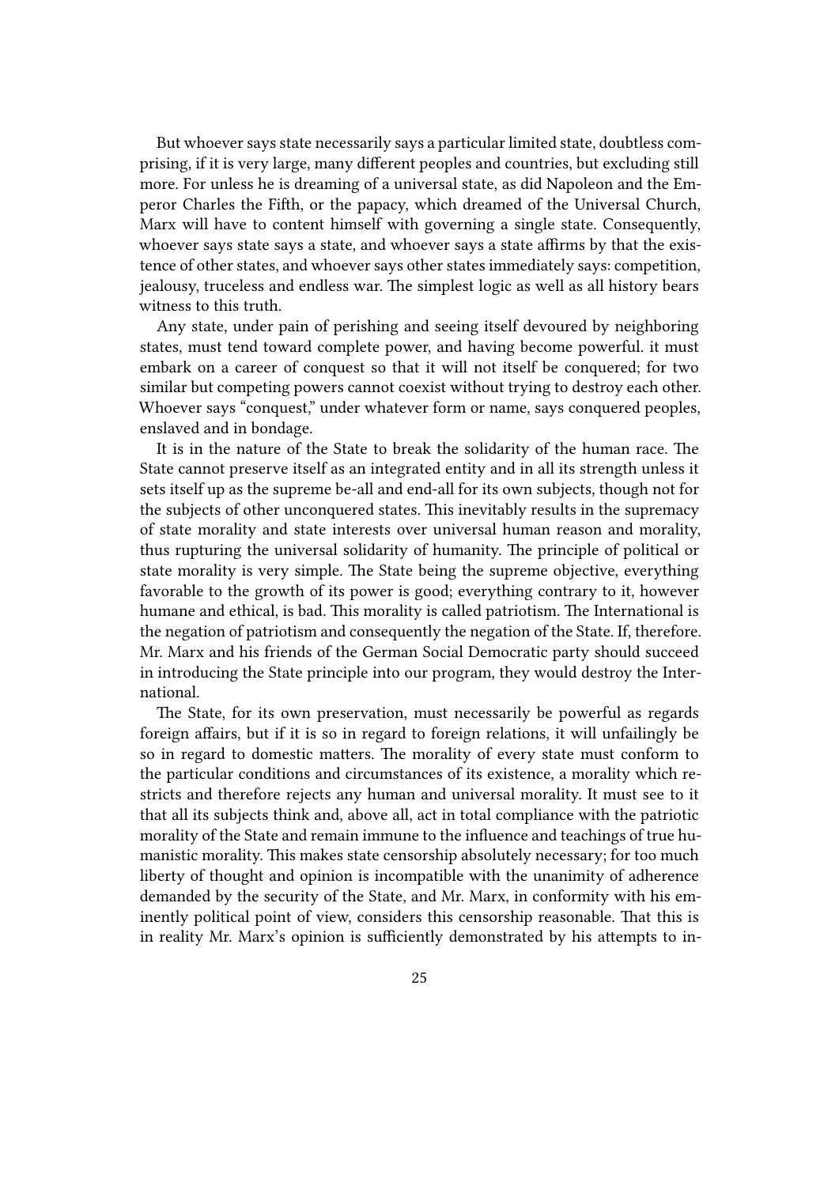But whoever says state necessarily says a particular limited state, doubtless comprising, if it is very large, many different peoples and countries, but excluding still more. For unless he is dreaming of a universal state, as did Napoleon and the Emperor Charles the Fifth, or the papacy, which dreamed of the Universal Church, Marx will have to content himself with governing a single state. Consequently, whoever says state says a state, and whoever says a state affirms by that the existence of other states, and whoever says other states immediately says: competition, jealousy, truceless and endless war. The simplest logic as well as all history bears witness to this truth.

Any state, under pain of perishing and seeing itself devoured by neighboring states, must tend toward complete power, and having become powerful. it must embark on a career of conquest so that it will not itself be conquered; for two similar but competing powers cannot coexist without trying to destroy each other. Whoever says "conquest," under whatever form or name, says conquered peoples, enslaved and in bondage.

It is in the nature of the State to break the solidarity of the human race. The State cannot preserve itself as an integrated entity and in all its strength unless it sets itself up as the supreme be-all and end-all for its own subjects, though not for the subjects of other unconquered states. This inevitably results in the supremacy of state morality and state interests over universal human reason and morality, thus rupturing the universal solidarity of humanity. The principle of political or state morality is very simple. The State being the supreme objective, everything favorable to the growth of its power is good; everything contrary to it, however humane and ethical, is bad. This morality is called patriotism. The International is the negation of patriotism and consequently the negation of the State. If, therefore. Mr. Marx and his friends of the German Social Democratic party should succeed in introducing the State principle into our program, they would destroy the International.

The State, for its own preservation, must necessarily be powerful as regards foreign affairs, but if it is so in regard to foreign relations, it will unfailingly be so in regard to domestic matters. The morality of every state must conform to the particular conditions and circumstances of its existence, a morality which restricts and therefore rejects any human and universal morality. It must see to it that all its subjects think and, above all, act in total compliance with the patriotic morality of the State and remain immune to the influence and teachings of true humanistic morality. This makes state censorship absolutely necessary; for too much liberty of thought and opinion is incompatible with the unanimity of adherence demanded by the security of the State, and Mr. Marx, in conformity with his eminently political point of view, considers this censorship reasonable. That this is in reality Mr. Marx's opinion is sufficiently demonstrated by his attempts to in-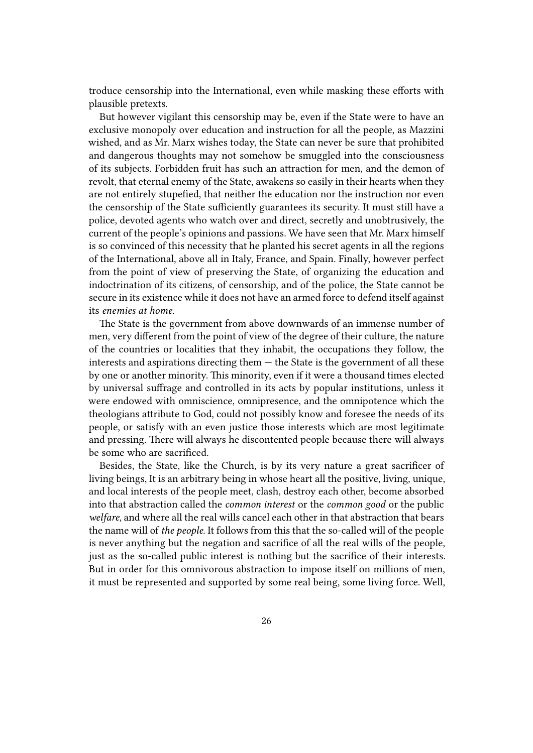troduce censorship into the International, even while masking these efforts with plausible pretexts.

But however vigilant this censorship may be, even if the State were to have an exclusive monopoly over education and instruction for all the people, as Mazzini wished, and as Mr. Marx wishes today, the State can never be sure that prohibited and dangerous thoughts may not somehow be smuggled into the consciousness of its subjects. Forbidden fruit has such an attraction for men, and the demon of revolt, that eternal enemy of the State, awakens so easily in their hearts when they are not entirely stupefied, that neither the education nor the instruction nor even the censorship of the State sufficiently guarantees its security. It must still have a police, devoted agents who watch over and direct, secretly and unobtrusively, the current of the people's opinions and passions. We have seen that Mr. Marx himself is so convinced of this necessity that he planted his secret agents in all the regions of the International, above all in Italy, France, and Spain. Finally, however perfect from the point of view of preserving the State, of organizing the education and indoctrination of its citizens, of censorship, and of the police, the State cannot be secure in its existence while it does not have an armed force to defend itself against its *enemies at home.*

The State is the government from above downwards of an immense number of men, very different from the point of view of the degree of their culture, the nature of the countries or localities that they inhabit, the occupations they follow, the interests and aspirations directing them — the State is the government of all these by one or another minority. This minority, even if it were a thousand times elected by universal suffrage and controlled in its acts by popular institutions, unless it were endowed with omniscience, omnipresence, and the omnipotence which the theologians attribute to God, could not possibly know and foresee the needs of its people, or satisfy with an even justice those interests which are most legitimate and pressing. There will always he discontented people because there will always be some who are sacrificed.

Besides, the State, like the Church, is by its very nature a great sacrificer of living beings, It is an arbitrary being in whose heart all the positive, living, unique, and local interests of the people meet, clash, destroy each other, become absorbed into that abstraction called the *common interest* or the *common good* or the public *welfare,* and where all the real wills cancel each other in that abstraction that bears the name will of *the people.* It follows from this that the so-called will of the people is never anything but the negation and sacrifice of all the real wills of the people, just as the so-called public interest is nothing but the sacrifice of their interests. But in order for this omnivorous abstraction to impose itself on millions of men, it must be represented and supported by some real being, some living force. Well,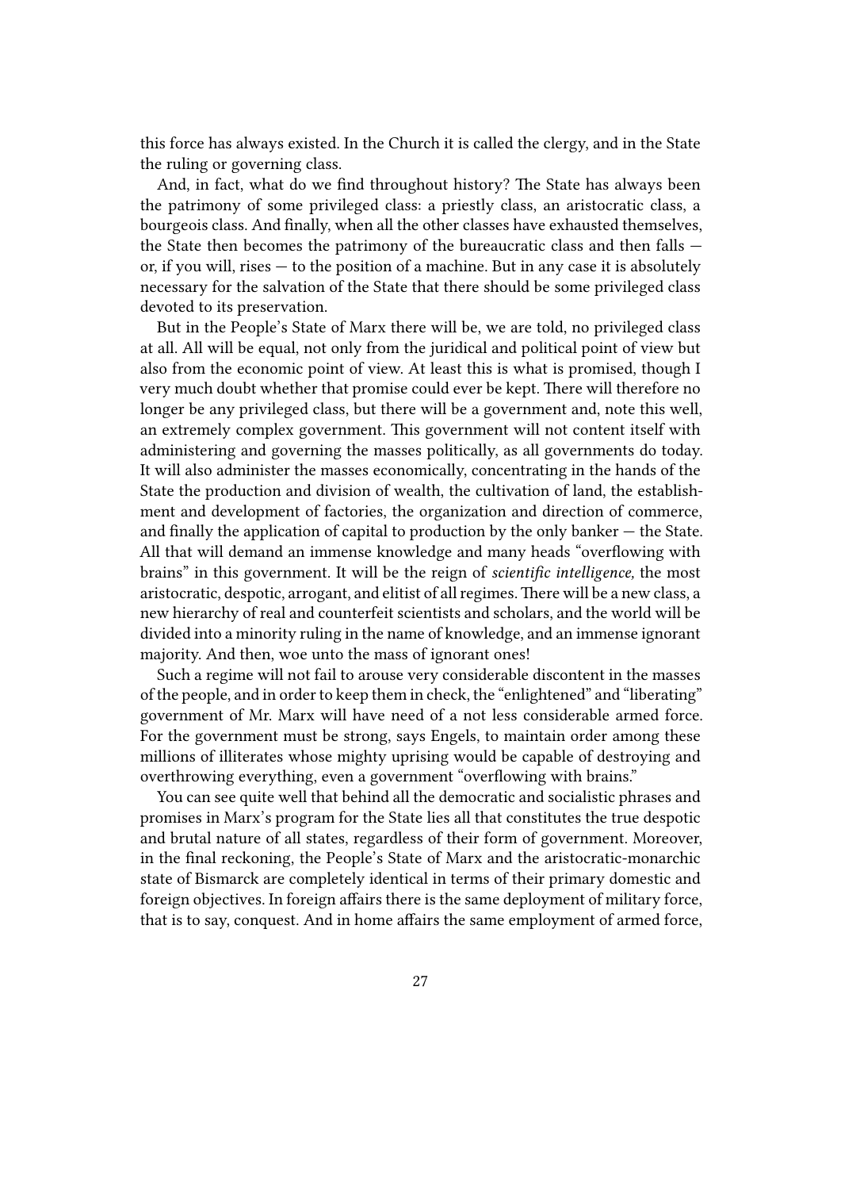this force has always existed. In the Church it is called the clergy, and in the State the ruling or governing class.

And, in fact, what do we find throughout history? The State has always been the patrimony of some privileged class: a priestly class, an aristocratic class, a bourgeois class. And finally, when all the other classes have exhausted themselves, the State then becomes the patrimony of the bureaucratic class and then falls — or, if you will, rises — to the position of a machine. But in any case it is absolutely necessary for the salvation of the State that there should be some privileged class devoted to its preservation.

But in the People's State of Marx there will be, we are told, no privileged class at all. All will be equal, not only from the juridical and political point of view but also from the economic point of view. At least this is what is promised, though I very much doubt whether that promise could ever be kept. There will therefore no longer be any privileged class, but there will be a government and, note this well, an extremely complex government. This government will not content itself with administering and governing the masses politically, as all governments do today. It will also administer the masses economically, concentrating in the hands of the State the production and division of wealth, the cultivation of land, the establishment and development of factories, the organization and direction of commerce, and finally the application of capital to production by the only banker — the State. All that will demand an immense knowledge and many heads "overflowing with brains" in this government. It will be the reign of *scientific intelligence,* the most aristocratic, despotic, arrogant, and elitist of all regimes. There will be a new class, a new hierarchy of real and counterfeit scientists and scholars, and the world will be divided into a minority ruling in the name of knowledge, and an immense ignorant majority. And then, woe unto the mass of ignorant ones!

Such a regime will not fail to arouse very considerable discontent in the masses of the people, and in order to keep them in check, the "enlightened" and "liberating" government of Mr. Marx will have need of a not less considerable armed force. For the government must be strong, says Engels, to maintain order among these millions of illiterates whose mighty uprising would be capable of destroying and overthrowing everything, even a government "overflowing with brains."

You can see quite well that behind all the democratic and socialistic phrases and promises in Marx's program for the State lies all that constitutes the true despotic and brutal nature of all states, regardless of their form of government. Moreover, in the final reckoning, the People's State of Marx and the aristocratic-monarchic state of Bismarck are completely identical in terms of their primary domestic and foreign objectives. In foreign affairs there is the same deployment of military force, that is to say, conquest. And in home affairs the same employment of armed force,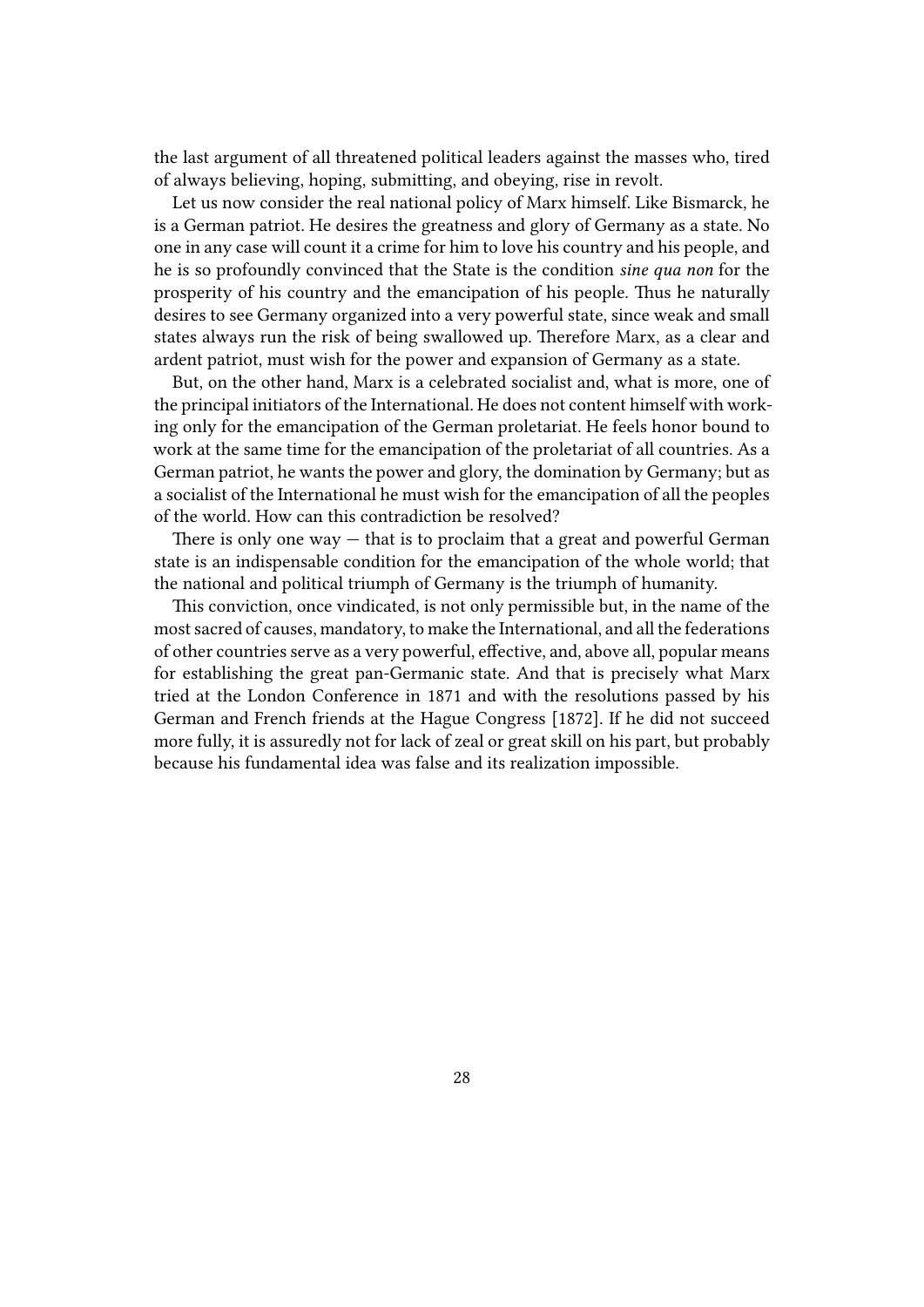the last argument of all threatened political leaders against the masses who, tired of always believing, hoping, submitting, and obeying, rise in revolt.

Let us now consider the real national policy of Marx himself. Like Bismarck, he is a German patriot. He desires the greatness and glory of Germany as a state. No one in any case will count it a crime for him to love his country and his people, and he is so profoundly convinced that the State is the condition *sine qua non* for the prosperity of his country and the emancipation of his people. Thus he naturally desires to see Germany organized into a very powerful state, since weak and small states always run the risk of being swallowed up. Therefore Marx, as a clear and ardent patriot, must wish for the power and expansion of Germany as a state.

But, on the other hand, Marx is a celebrated socialist and, what is more, one of the principal initiators of the International. He does not content himself with working only for the emancipation of the German proletariat. He feels honor bound to work at the same time for the emancipation of the proletariat of all countries. As a German patriot, he wants the power and glory, the domination by Germany; but as a socialist of the International he must wish for the emancipation of all the peoples of the world. How can this contradiction be resolved?

There is only one way — that is to proclaim that a great and powerful German state is an indispensable condition for the emancipation of the whole world; that the national and political triumph of Germany is the triumph of humanity.

This conviction, once vindicated, is not only permissible but, in the name of the most sacred of causes, mandatory, to make the International, and all the federations of other countries serve as a very powerful, effective, and, above all, popular means for establishing the great pan-Germanic state. And that is precisely what Marx tried at the London Conference in 1871 and with the resolutions passed by his German and French friends at the Hague Congress [1872]. If he did not succeed more fully, it is assuredly not for lack of zeal or great skill on his part, but probably because his fundamental idea was false and its realization impossible.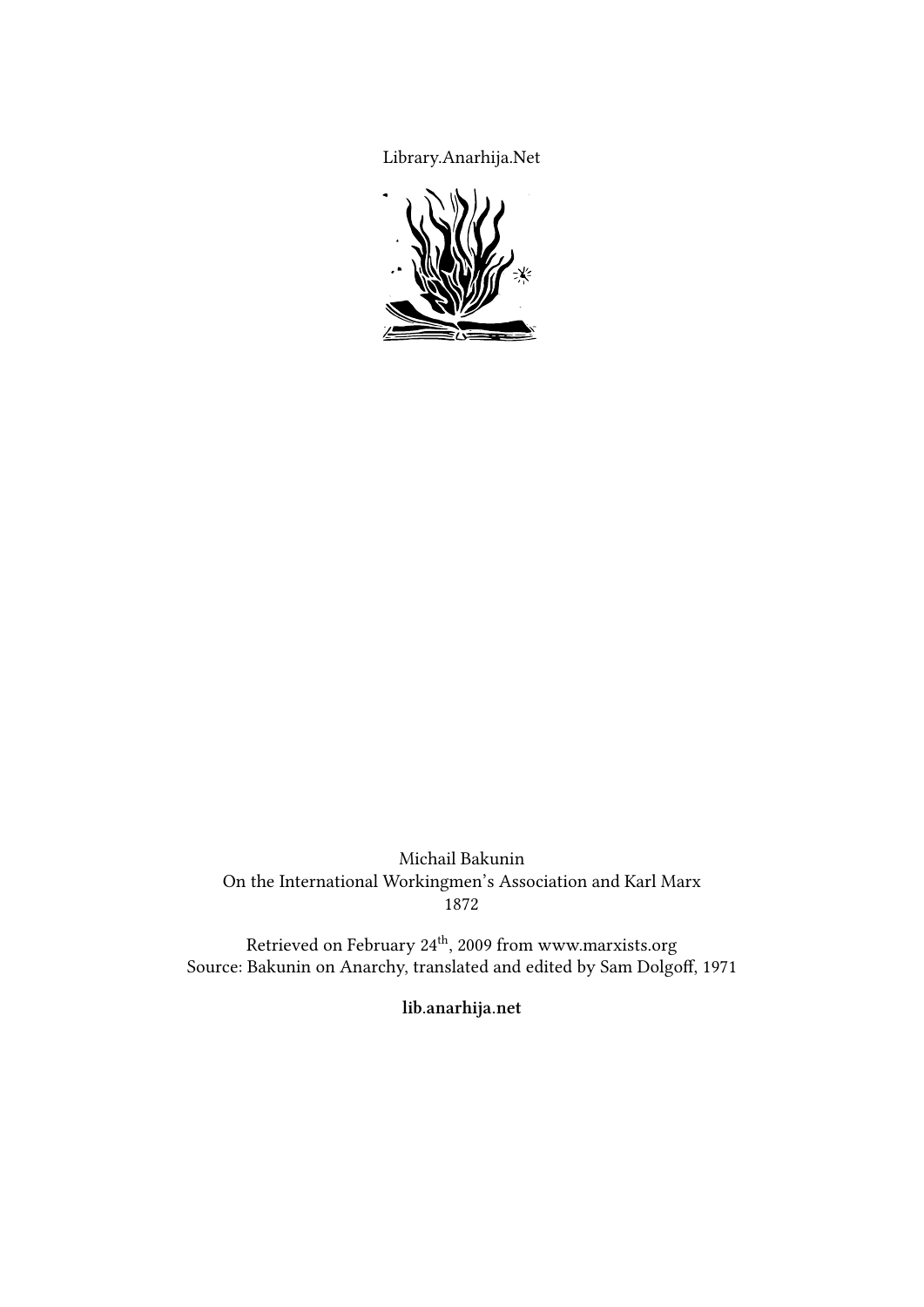Library.Anarhija.Net

Michail Bakunin
On the International Workingmen's Association and Karl Marx
1872

Retrieved on February 24th, 2009 from www.marxists.org
Source: Bakunin on Anarchy, translated and edited by Sam Dolgoff, 1971

**lib.anarhija.net**